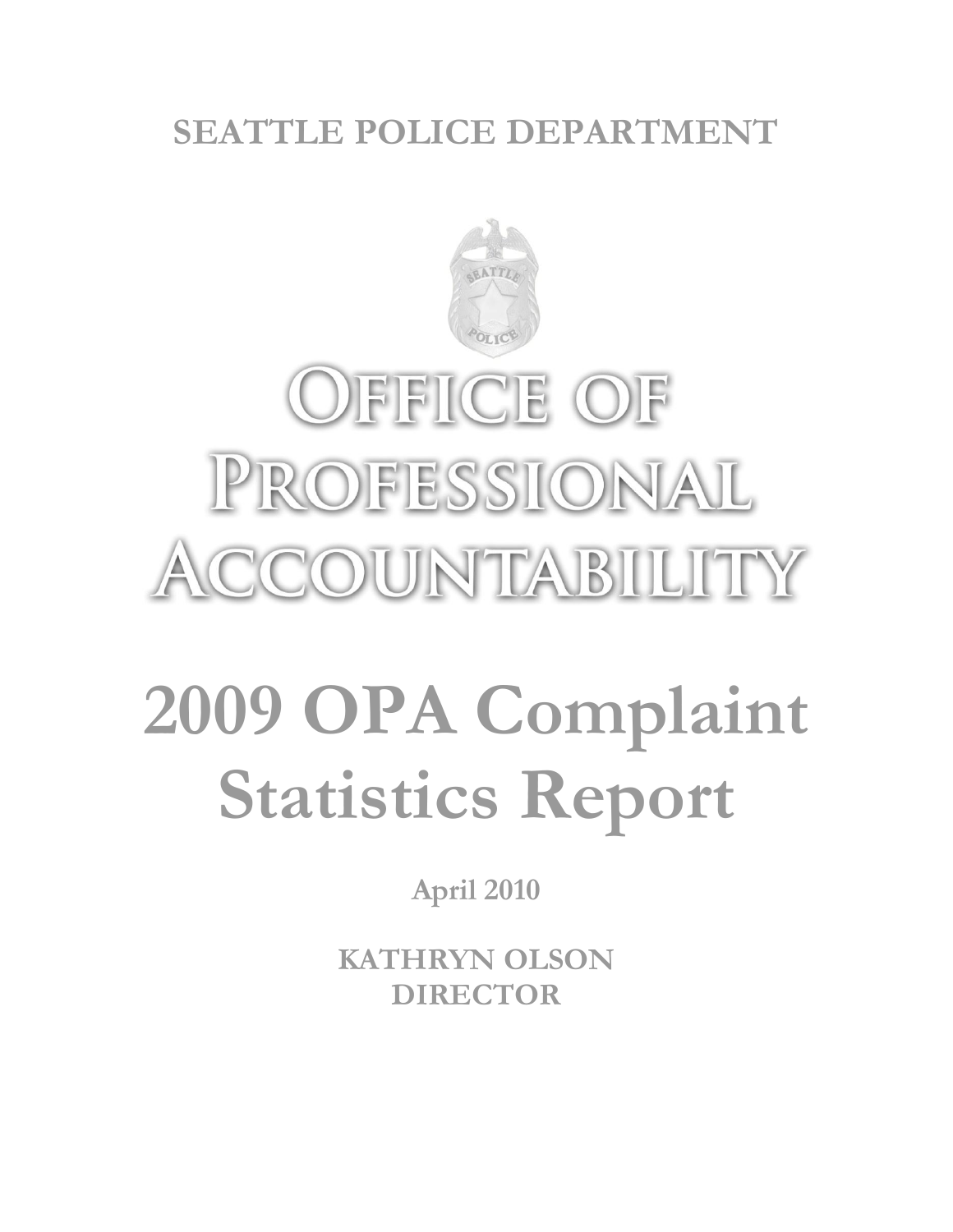**SEATTLE POLICE DEPARTMENT**

# OFFICE OF PROFESSIONAL ACCOUNTABILITY

# 2009 OPA Complaint Statistics Report

**April 2010**

**KATHRYN OLSON**
**DIRECTOR**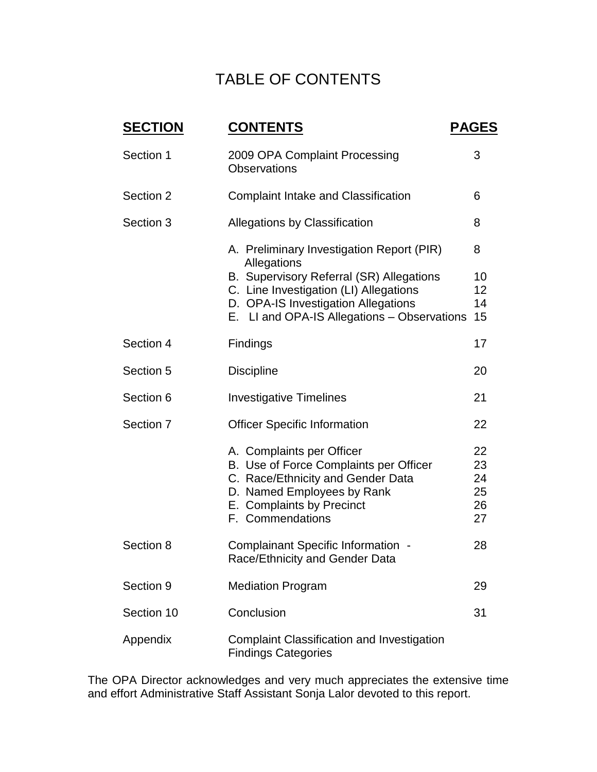# TABLE OF CONTENTS

| **SECTION** | **CONTENTS** | **PAGES** |
|---|---|---|
| Section 1 | 2009 OPA Complaint Processing Observations | 3 |
| Section 2 | Complaint Intake and Classification | 6 |
| Section 3 | Allegations by Classification | 8 |
| | A. Preliminary Investigation Report (PIR) Allegations | 8 |
| | B. Supervisory Referral (SR) Allegations | 10 |
| | C. Line Investigation (LI) Allegations | 12 |
| | D. OPA-IS Investigation Allegations | 14 |
| | E. LI and OPA-IS Allegations – Observations | 15 |
| Section 4 | Findings | 17 |
| Section 5 | Discipline | 20 |
| Section 6 | Investigative Timelines | 21 |
| Section 7 | Officer Specific Information | 22 |
| | A. Complaints per Officer | 22 |
| | B. Use of Force Complaints per Officer | 23 |
| | C. Race/Ethnicity and Gender Data | 24 |
| | D. Named Employees by Rank | 25 |
| | E. Complaints by Precinct | 26 |
| | F. Commendations | 27 |
| Section 8 | Complainant Specific Information - Race/Ethnicity and Gender Data | 28 |
| Section 9 | Mediation Program | 29 |
| Section 10 | Conclusion | 31 |
| Appendix | Complaint Classification and Investigation Findings Categories | |

The OPA Director acknowledges and very much appreciates the extensive time and effort Administrative Staff Assistant Sonja Lalor devoted to this report.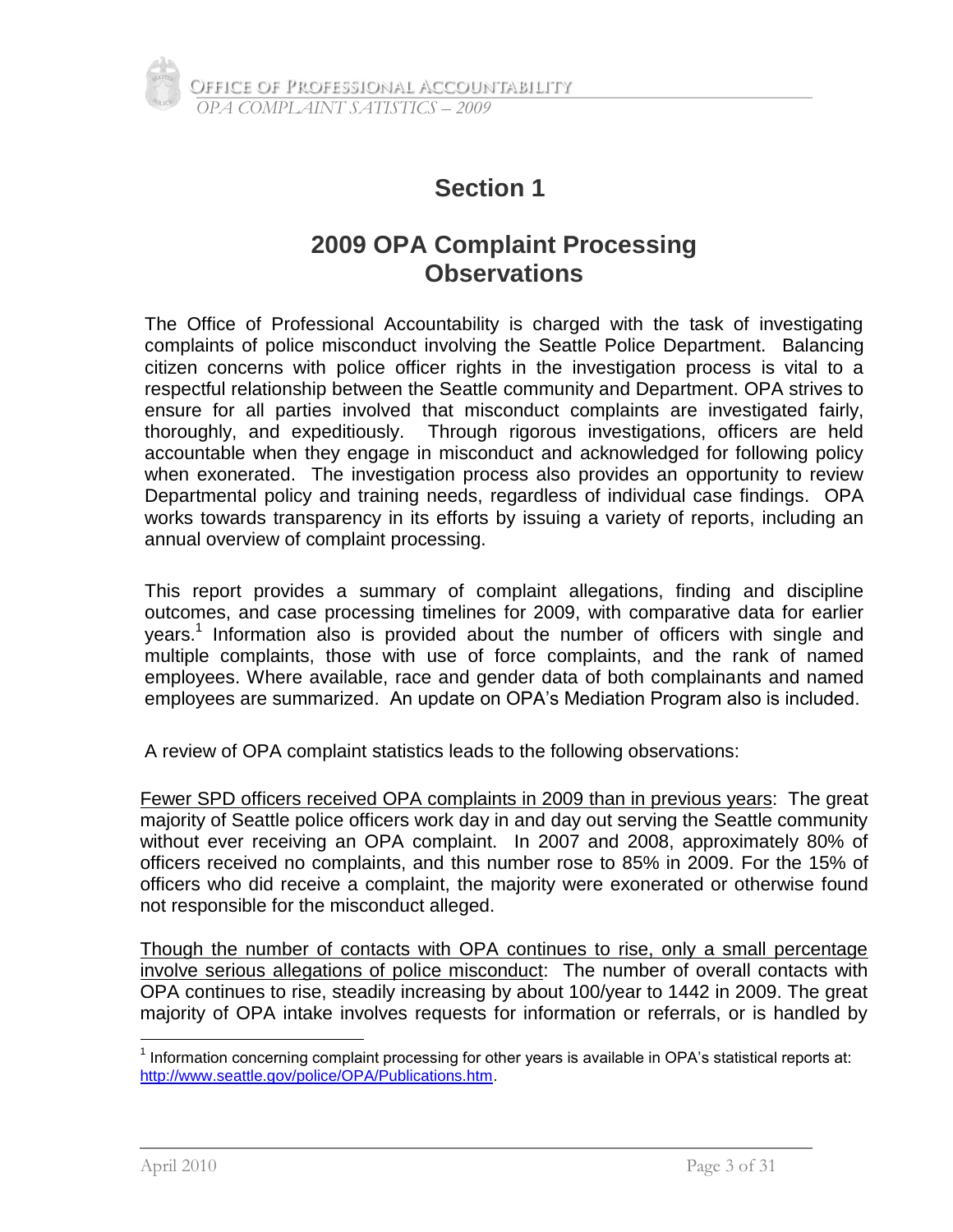# Section 1

## 2009 OPA Complaint Processing Observations

The Office of Professional Accountability is charged with the task of investigating complaints of police misconduct involving the Seattle Police Department. Balancing citizen concerns with police officer rights in the investigation process is vital to a respectful relationship between the Seattle community and Department. OPA strives to ensure for all parties involved that misconduct complaints are investigated fairly, thoroughly, and expeditiously. Through rigorous investigations, officers are held accountable when they engage in misconduct and acknowledged for following policy when exonerated. The investigation process also provides an opportunity to review Departmental policy and training needs, regardless of individual case findings. OPA works towards transparency in its efforts by issuing a variety of reports, including an annual overview of complaint processing.

This report provides a summary of complaint allegations, finding and discipline outcomes, and case processing timelines for 2009, with comparative data for earlier years.[1] Information also is provided about the number of officers with single and multiple complaints, those with use of force complaints, and the rank of named employees. Where available, race and gender data of both complainants and named employees are summarized. An update on OPA's Mediation Program also is included.

A review of OPA complaint statistics leads to the following observations:

<u>Fewer SPD officers received OPA complaints in 2009 than in previous years</u>: The great majority of Seattle police officers work day in and day out serving the Seattle community without ever receiving an OPA complaint. In 2007 and 2008, approximately 80% of officers received no complaints, and this number rose to 85% in 2009. For the 15% of officers who did receive a complaint, the majority were exonerated or otherwise found not responsible for the misconduct alleged.

<u>Though the number of contacts with OPA continues to rise, only a small percentage involve serious allegations of police misconduct</u>: The number of overall contacts with OPA continues to rise, steadily increasing by about 100/year to 1442 in 2009. The great majority of OPA intake involves requests for information or referrals, or is handled by

[1] Information concerning complaint processing for other years is available in OPA's statistical reports at: http://www.seattle.gov/police/OPA/Publications.htm.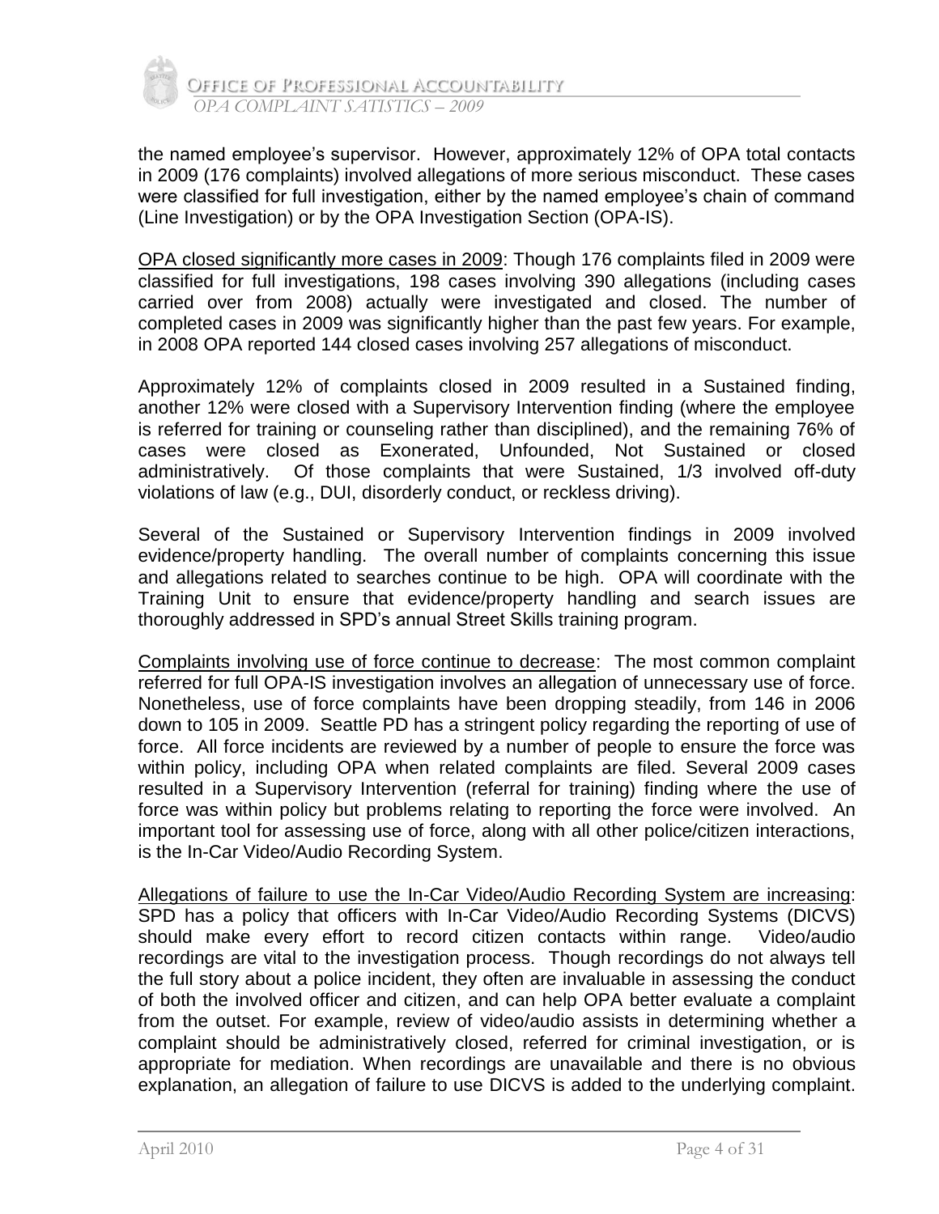the named employee's supervisor. However, approximately 12% of OPA total contacts in 2009 (176 complaints) involved allegations of more serious misconduct. These cases were classified for full investigation, either by the named employee's chain of command (Line Investigation) or by the OPA Investigation Section (OPA-IS).

<u>OPA closed significantly more cases in 2009</u>: Though 176 complaints filed in 2009 were classified for full investigations, 198 cases involving 390 allegations (including cases carried over from 2008) actually were investigated and closed. The number of completed cases in 2009 was significantly higher than the past few years. For example, in 2008 OPA reported 144 closed cases involving 257 allegations of misconduct.

Approximately 12% of complaints closed in 2009 resulted in a Sustained finding, another 12% were closed with a Supervisory Intervention finding (where the employee is referred for training or counseling rather than disciplined), and the remaining 76% of cases were closed as Exonerated, Unfounded, Not Sustained or closed administratively. Of those complaints that were Sustained, 1/3 involved off-duty violations of law (e.g., DUI, disorderly conduct, or reckless driving).

Several of the Sustained or Supervisory Intervention findings in 2009 involved evidence/property handling. The overall number of complaints concerning this issue and allegations related to searches continue to be high. OPA will coordinate with the Training Unit to ensure that evidence/property handling and search issues are thoroughly addressed in SPD's annual Street Skills training program.

<u>Complaints involving use of force continue to decrease</u>: The most common complaint referred for full OPA-IS investigation involves an allegation of unnecessary use of force. Nonetheless, use of force complaints have been dropping steadily, from 146 in 2006 down to 105 in 2009. Seattle PD has a stringent policy regarding the reporting of use of force. All force incidents are reviewed by a number of people to ensure the force was within policy, including OPA when related complaints are filed. Several 2009 cases resulted in a Supervisory Intervention (referral for training) finding where the use of force was within policy but problems relating to reporting the force were involved. An important tool for assessing use of force, along with all other police/citizen interactions, is the In-Car Video/Audio Recording System.

<u>Allegations of failure to use the In-Car Video/Audio Recording System are increasing</u>: SPD has a policy that officers with In-Car Video/Audio Recording Systems (DICVS) should make every effort to record citizen contacts within range. Video/audio recordings are vital to the investigation process. Though recordings do not always tell the full story about a police incident, they often are invaluable in assessing the conduct of both the involved officer and citizen, and can help OPA better evaluate a complaint from the outset. For example, review of video/audio assists in determining whether a complaint should be administratively closed, referred for criminal investigation, or is appropriate for mediation. When recordings are unavailable and there is no obvious explanation, an allegation of failure to use DICVS is added to the underlying complaint.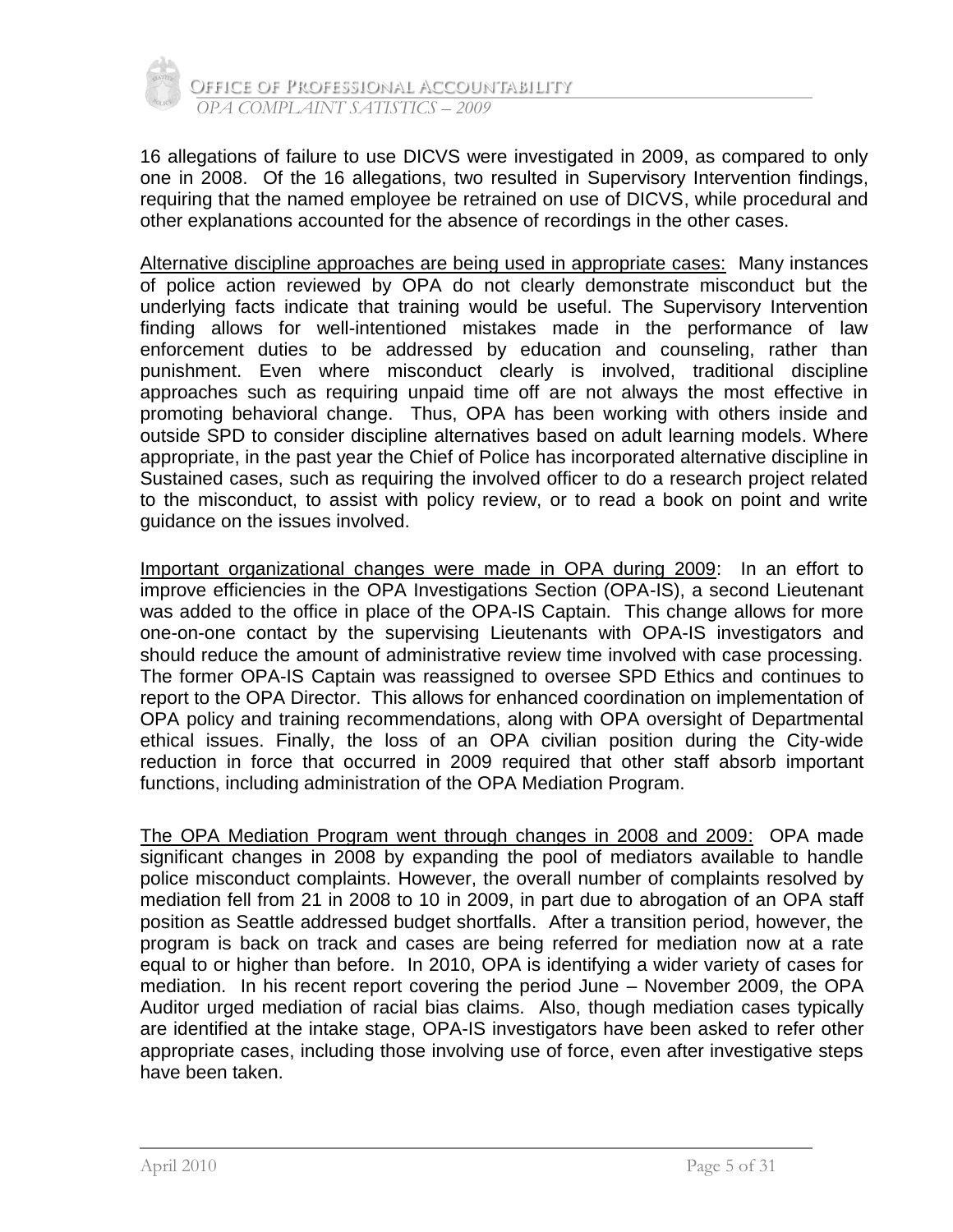16 allegations of failure to use DICVS were investigated in 2009, as compared to only one in 2008. Of the 16 allegations, two resulted in Supervisory Intervention findings, requiring that the named employee be retrained on use of DICVS, while procedural and other explanations accounted for the absence of recordings in the other cases.

Alternative discipline approaches are being used in appropriate cases: Many instances of police action reviewed by OPA do not clearly demonstrate misconduct but the underlying facts indicate that training would be useful. The Supervisory Intervention finding allows for well-intentioned mistakes made in the performance of law enforcement duties to be addressed by education and counseling, rather than punishment. Even where misconduct clearly is involved, traditional discipline approaches such as requiring unpaid time off are not always the most effective in promoting behavioral change. Thus, OPA has been working with others inside and outside SPD to consider discipline alternatives based on adult learning models. Where appropriate, in the past year the Chief of Police has incorporated alternative discipline in Sustained cases, such as requiring the involved officer to do a research project related to the misconduct, to assist with policy review, or to read a book on point and write guidance on the issues involved.

Important organizational changes were made in OPA during 2009: In an effort to improve efficiencies in the OPA Investigations Section (OPA-IS), a second Lieutenant was added to the office in place of the OPA-IS Captain. This change allows for more one-on-one contact by the supervising Lieutenants with OPA-IS investigators and should reduce the amount of administrative review time involved with case processing. The former OPA-IS Captain was reassigned to oversee SPD Ethics and continues to report to the OPA Director. This allows for enhanced coordination on implementation of OPA policy and training recommendations, along with OPA oversight of Departmental ethical issues. Finally, the loss of an OPA civilian position during the City-wide reduction in force that occurred in 2009 required that other staff absorb important functions, including administration of the OPA Mediation Program.

The OPA Mediation Program went through changes in 2008 and 2009: OPA made significant changes in 2008 by expanding the pool of mediators available to handle police misconduct complaints. However, the overall number of complaints resolved by mediation fell from 21 in 2008 to 10 in 2009, in part due to abrogation of an OPA staff position as Seattle addressed budget shortfalls. After a transition period, however, the program is back on track and cases are being referred for mediation now at a rate equal to or higher than before. In 2010, OPA is identifying a wider variety of cases for mediation. In his recent report covering the period June – November 2009, the OPA Auditor urged mediation of racial bias claims. Also, though mediation cases typically are identified at the intake stage, OPA-IS investigators have been asked to refer other appropriate cases, including those involving use of force, even after investigative steps have been taken.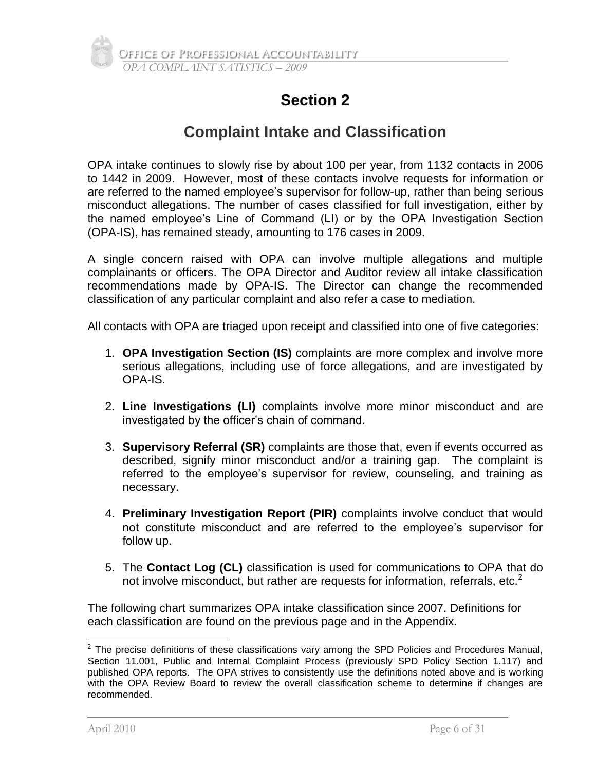# Section 2

## Complaint Intake and Classification

OPA intake continues to slowly rise by about 100 per year, from 1132 contacts in 2006 to 1442 in 2009. However, most of these contacts involve requests for information or are referred to the named employee's supervisor for follow-up, rather than being serious misconduct allegations. The number of cases classified for full investigation, either by the named employee's Line of Command (LI) or by the OPA Investigation Section (OPA-IS), has remained steady, amounting to 176 cases in 2009.

A single concern raised with OPA can involve multiple allegations and multiple complainants or officers. The OPA Director and Auditor review all intake classification recommendations made by OPA-IS. The Director can change the recommended classification of any particular complaint and also refer a case to mediation.

All contacts with OPA are triaged upon receipt and classified into one of five categories:

1. **OPA Investigation Section (IS)** complaints are more complex and involve more serious allegations, including use of force allegations, and are investigated by OPA-IS.
2. **Line Investigations (LI)** complaints involve more minor misconduct and are investigated by the officer's chain of command.
3. **Supervisory Referral (SR)** complaints are those that, even if events occurred as described, signify minor misconduct and/or a training gap. The complaint is referred to the employee's supervisor for review, counseling, and training as necessary.
4. **Preliminary Investigation Report (PIR)** complaints involve conduct that would not constitute misconduct and are referred to the employee's supervisor for follow up.
5. The **Contact Log (CL)** classification is used for communications to OPA that do not involve misconduct, but rather are requests for information, referrals, etc.[2]

The following chart summarizes OPA intake classification since 2007. Definitions for each classification are found on the previous page and in the Appendix.

[2] The precise definitions of these classifications vary among the SPD Policies and Procedures Manual, Section 11.001, Public and Internal Complaint Process (previously SPD Policy Section 1.117) and published OPA reports. The OPA strives to consistently use the definitions noted above and is working with the OPA Review Board to review the overall classification scheme to determine if changes are recommended.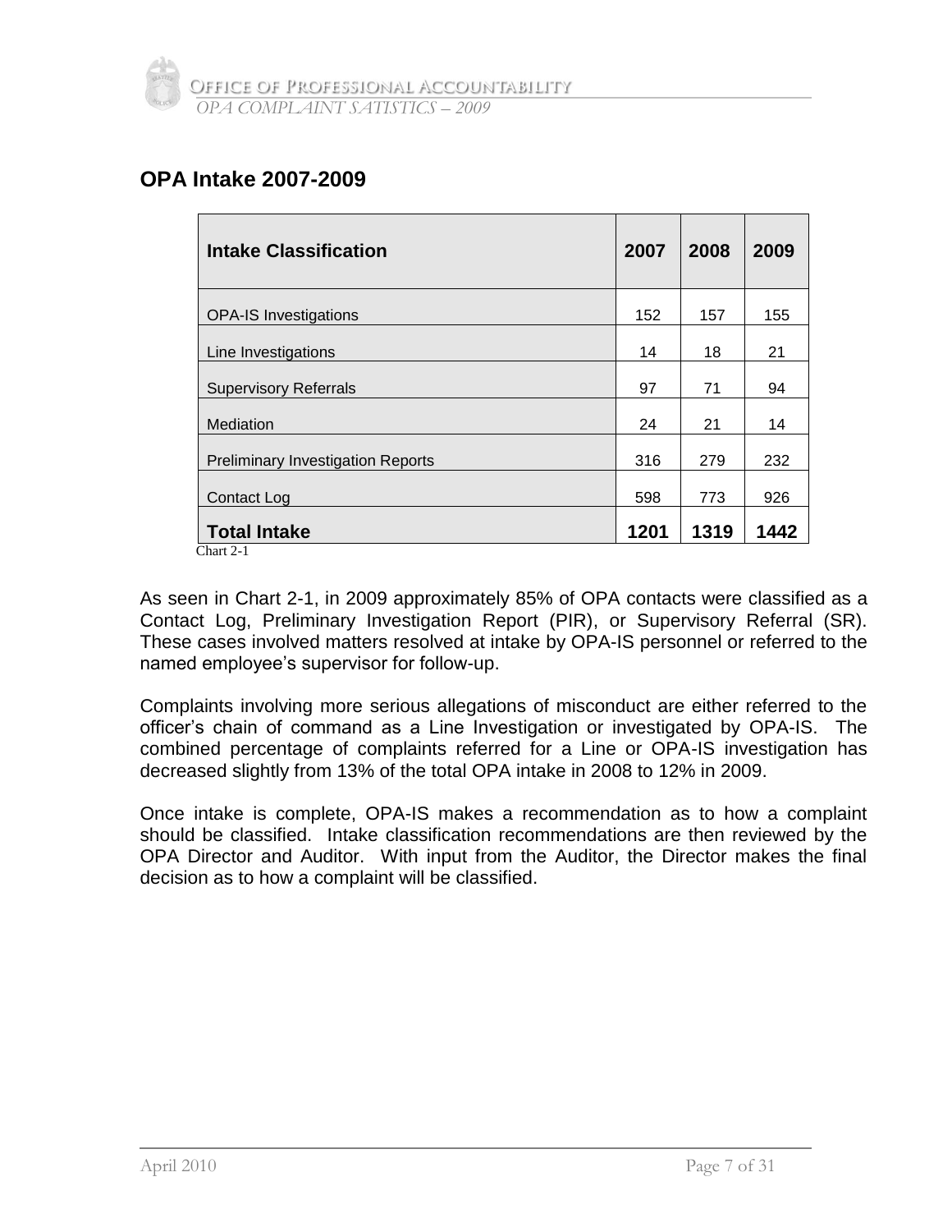## OPA Intake 2007-2009

| Intake Classification | 2007 | 2008 | 2009 |
|---|---|---|---|
| OPA-IS Investigations | 152 | 157 | 155 |
| Line Investigations | 14 | 18 | 21 |
| Supervisory Referrals | 97 | 71 | 94 |
| Mediation | 24 | 21 | 14 |
| Preliminary Investigation Reports | 316 | 279 | 232 |
| Contact Log | 598 | 773 | 926 |
| **Total Intake** | **1201** | **1319** | **1442** |

Chart 2-1

As seen in Chart 2-1, in 2009 approximately 85% of OPA contacts were classified as a Contact Log, Preliminary Investigation Report (PIR), or Supervisory Referral (SR). These cases involved matters resolved at intake by OPA-IS personnel or referred to the named employee's supervisor for follow-up.

Complaints involving more serious allegations of misconduct are either referred to the officer's chain of command as a Line Investigation or investigated by OPA-IS. The combined percentage of complaints referred for a Line or OPA-IS investigation has decreased slightly from 13% of the total OPA intake in 2008 to 12% in 2009.

Once intake is complete, OPA-IS makes a recommendation as to how a complaint should be classified. Intake classification recommendations are then reviewed by the OPA Director and Auditor. With input from the Auditor, the Director makes the final decision as to how a complaint will be classified.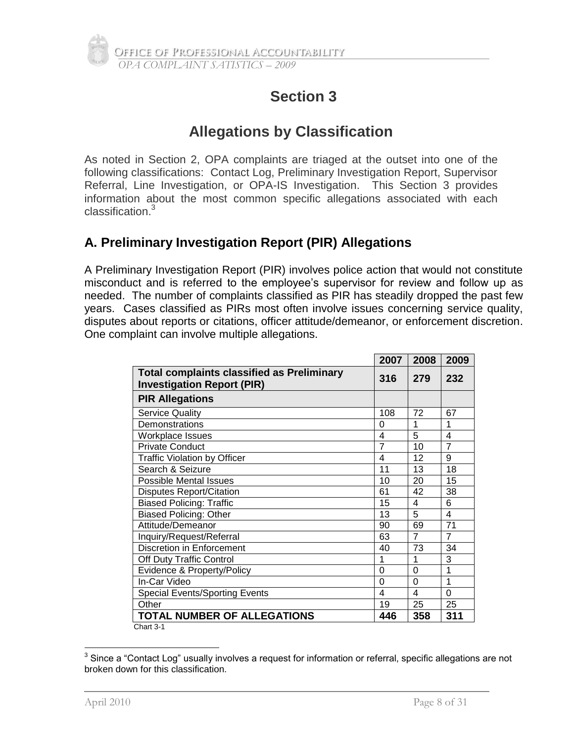# Section 3

## Allegations by Classification

As noted in Section 2, OPA complaints are triaged at the outset into one of the following classifications: Contact Log, Preliminary Investigation Report, Supervisor Referral, Line Investigation, or OPA-IS Investigation. This Section 3 provides information about the most common specific allegations associated with each classification.[3]

### A. Preliminary Investigation Report (PIR) Allegations

A Preliminary Investigation Report (PIR) involves police action that would not constitute misconduct and is referred to the employee's supervisor for review and follow up as needed. The number of complaints classified as PIR has steadily dropped the past few years. Cases classified as PIRs most often involve issues concerning service quality, disputes about reports or citations, officer attitude/demeanor, or enforcement discretion. One complaint can involve multiple allegations.

| | 2007 | 2008 | 2009 |
|---|---|---|---|
| **Total complaints classified as Preliminary Investigation Report (PIR)** | **316** | **279** | **232** |
| **PIR Allegations** | | | |
| Service Quality | 108 | 72 | 67 |
| Demonstrations | 0 | 1 | 1 |
| Workplace Issues | 4 | 5 | 4 |
| Private Conduct | 7 | 10 | 7 |
| Traffic Violation by Officer | 4 | 12 | 9 |
| Search & Seizure | 11 | 13 | 18 |
| Possible Mental Issues | 10 | 20 | 15 |
| Disputes Report/Citation | 61 | 42 | 38 |
| Biased Policing: Traffic | 15 | 4 | 6 |
| Biased Policing: Other | 13 | 5 | 4 |
| Attitude/Demeanor | 90 | 69 | 71 |
| Inquiry/Request/Referral | 63 | 7 | 7 |
| Discretion in Enforcement | 40 | 73 | 34 |
| Off Duty Traffic Control | 1 | 1 | 3 |
| Evidence & Property/Policy | 0 | 0 | 1 |
| In-Car Video | 0 | 0 | 1 |
| Special Events/Sporting Events | 4 | 4 | 0 |
| Other | 19 | 25 | 25 |
| **TOTAL NUMBER OF ALLEGATIONS** | **446** | **358** | **311** |

Chart 3-1

[3] Since a "Contact Log" usually involves a request for information or referral, specific allegations are not broken down for this classification.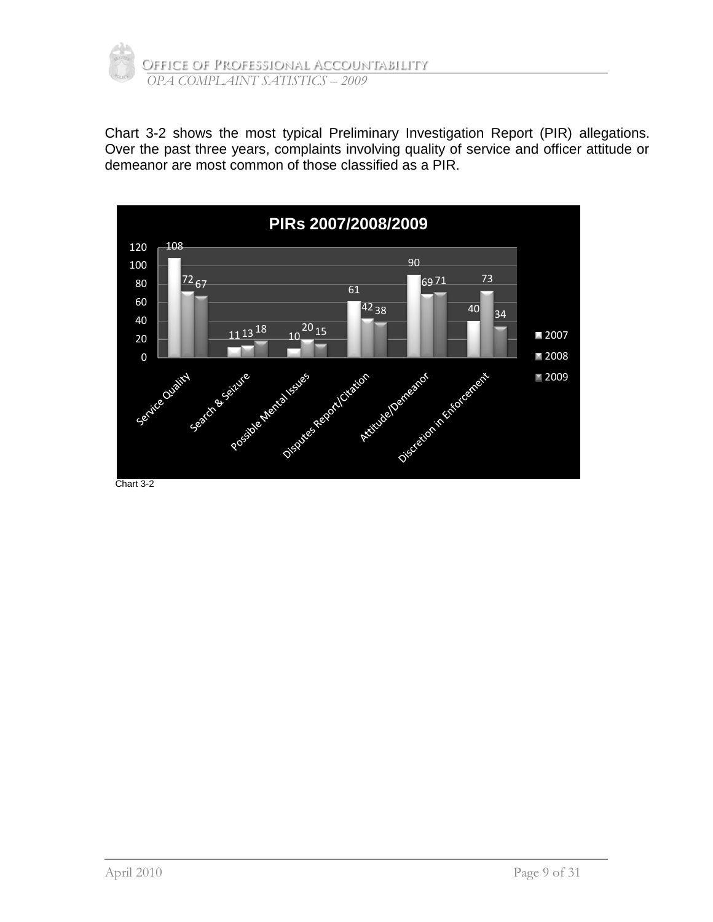Chart 3-2 shows the most typical Preliminary Investigation Report (PIR) allegations. Over the past three years, complaints involving quality of service and officer attitude or demeanor are most common of those classified as a PIR.

**PIRs 2007/2008/2009**

| | 2007 | 2008 | 2009 |
|---|---|---|---|
| Service Quality | 108 | 72 | 67 |
| Search & Seizure | 11 | 13 | 18 |
| Possible Mental Issues | 10 | 20 | 15 |
| Disputes Report/Citation | 61 | 42 | 38 |
| Attitude/Demeanor | 90 | 69 | 71 |
| Discretion in Enforcement | 40 | 73 | 34 |

Chart 3-2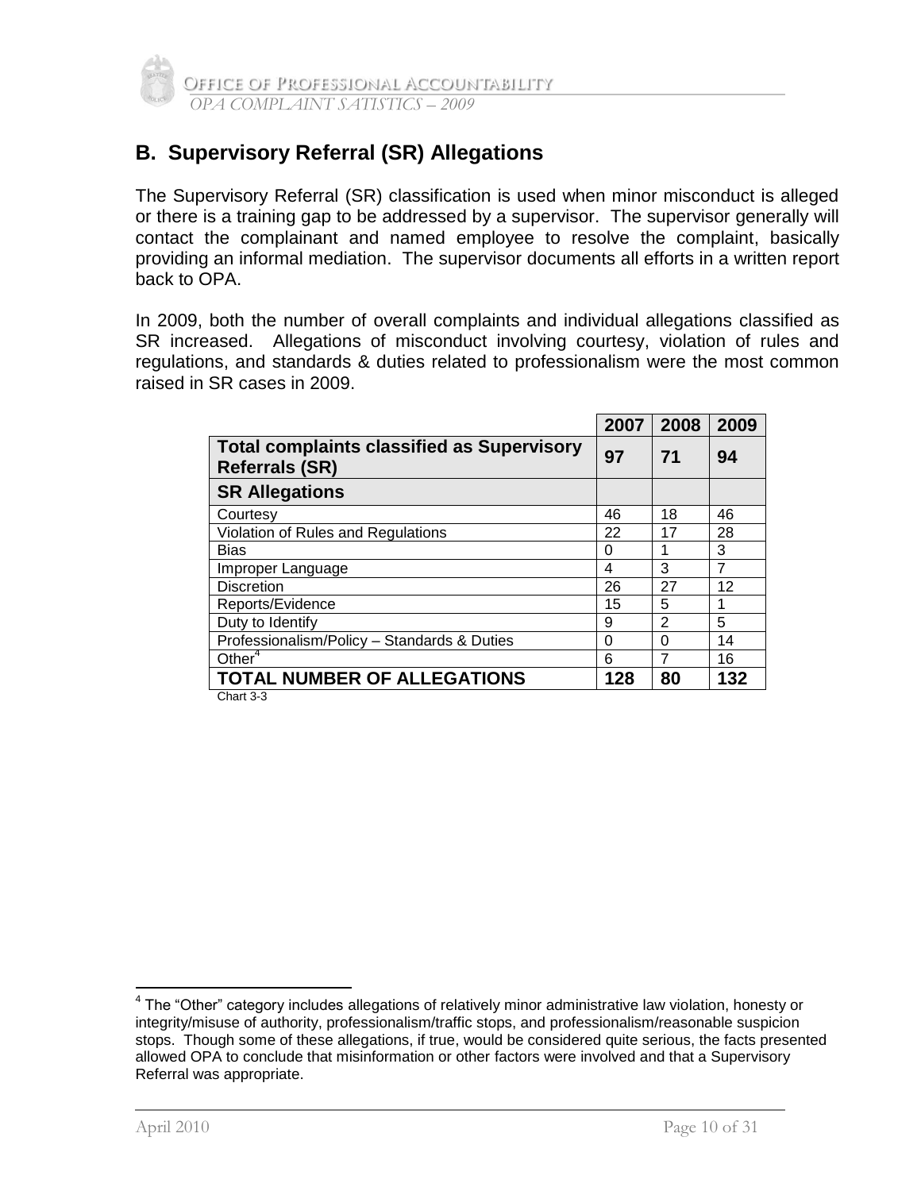## B. Supervisory Referral (SR) Allegations

The Supervisory Referral (SR) classification is used when minor misconduct is alleged or there is a training gap to be addressed by a supervisor. The supervisor generally will contact the complainant and named employee to resolve the complaint, basically providing an informal mediation. The supervisor documents all efforts in a written report back to OPA.

In 2009, both the number of overall complaints and individual allegations classified as SR increased. Allegations of misconduct involving courtesy, violation of rules and regulations, and standards & duties related to professionalism were the most common raised in SR cases in 2009.

| | 2007 | 2008 | 2009 |
|---|---|---|---|
| **Total complaints classified as Supervisory Referrals (SR)** | **97** | **71** | **94** |
| **SR Allegations** | | | |
| Courtesy | 46 | 18 | 46 |
| Violation of Rules and Regulations | 22 | 17 | 28 |
| Bias | 0 | 1 | 3 |
| Improper Language | 4 | 3 | 7 |
| Discretion | 26 | 27 | 12 |
| Reports/Evidence | 15 | 5 | 1 |
| Duty to Identify | 9 | 2 | 5 |
| Professionalism/Policy – Standards & Duties | 0 | 0 | 14 |
| Other[4] | 6 | 7 | 16 |
| **TOTAL NUMBER OF ALLEGATIONS** | **128** | **80** | **132** |

Chart 3-3

[4] The "Other" category includes allegations of relatively minor administrative law violation, honesty or integrity/misuse of authority, professionalism/traffic stops, and professionalism/reasonable suspicion stops. Though some of these allegations, if true, would be considered quite serious, the facts presented allowed OPA to conclude that misinformation or other factors were involved and that a Supervisory Referral was appropriate.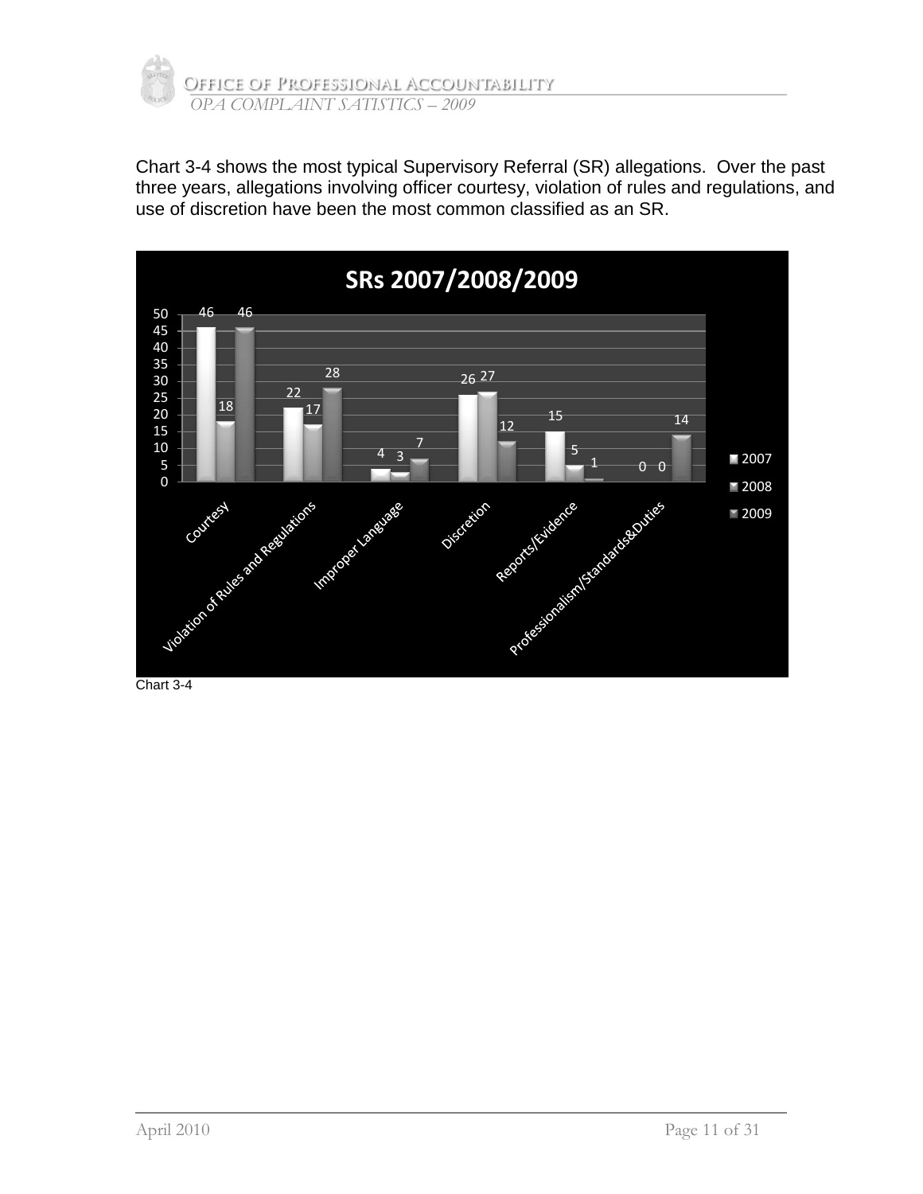Chart 3-4 shows the most typical Supervisory Referral (SR) allegations. Over the past three years, allegations involving officer courtesy, violation of rules and regulations, and use of discretion have been the most common classified as an SR.

**SRs 2007/2008/2009**

| Allegation | 2007 | 2008 | 2009 |
|---|---|---|---|
| Courtesy | 46 | 18 | 46 |
| Violation of Rules and Regulations | 22 | 17 | 28 |
| Improper Language | 4 | 3 | 7 |
| Discretion | 26 | 27 | 12 |
| Reports/Evidence | 15 | 5 | 1 |
| Professionalism/Standards&Duties | 0 | 0 | 14 |

Chart 3-4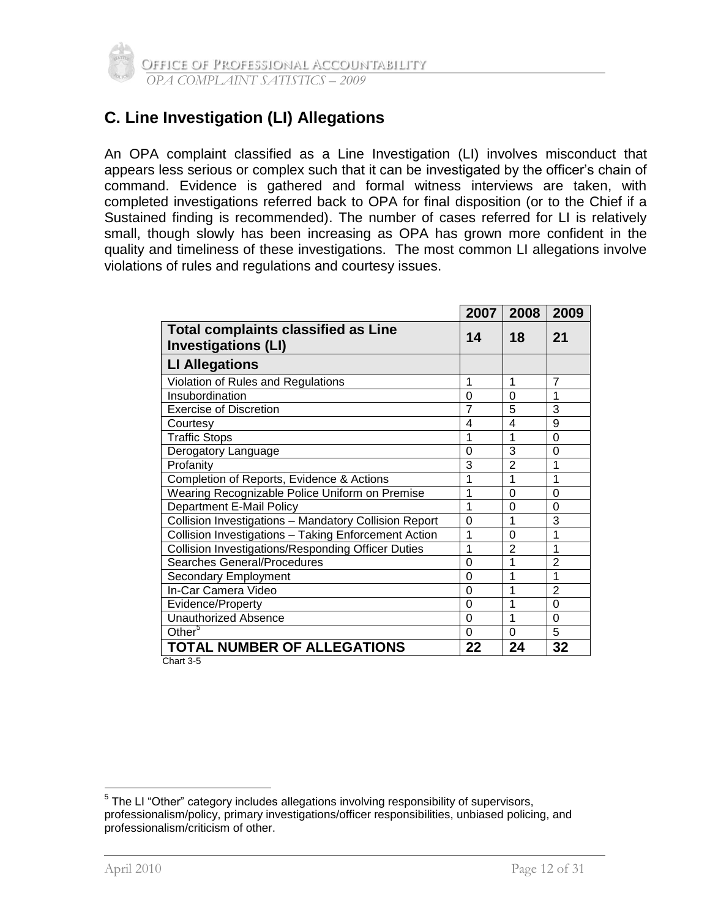## C. Line Investigation (LI) Allegations

An OPA complaint classified as a Line Investigation (LI) involves misconduct that appears less serious or complex such that it can be investigated by the officer's chain of command. Evidence is gathered and formal witness interviews are taken, with completed investigations referred back to OPA for final disposition (or to the Chief if a Sustained finding is recommended). The number of cases referred for LI is relatively small, though slowly has been increasing as OPA has grown more confident in the quality and timeliness of these investigations. The most common LI allegations involve violations of rules and regulations and courtesy issues.

| | 2007 | 2008 | 2009 |
|---|---|---|---|
| **Total complaints classified as Line Investigations (LI)** | **14** | **18** | **21** |
| **LI Allegations** | | | |
| Violation of Rules and Regulations | 1 | 1 | 7 |
| Insubordination | 0 | 0 | 1 |
| Exercise of Discretion | 7 | 5 | 3 |
| Courtesy | 4 | 4 | 9 |
| Traffic Stops | 1 | 1 | 0 |
| Derogatory Language | 0 | 3 | 0 |
| Profanity | 3 | 2 | 1 |
| Completion of Reports, Evidence & Actions | 1 | 1 | 1 |
| Wearing Recognizable Police Uniform on Premise | 1 | 0 | 0 |
| Department E-Mail Policy | 1 | 0 | 0 |
| Collision Investigations – Mandatory Collision Report | 0 | 1 | 3 |
| Collision Investigations – Taking Enforcement Action | 1 | 0 | 1 |
| Collision Investigations/Responding Officer Duties | 1 | 2 | 1 |
| Searches General/Procedures | 0 | 1 | 2 |
| Secondary Employment | 0 | 1 | 1 |
| In-Car Camera Video | 0 | 1 | 2 |
| Evidence/Property | 0 | 1 | 0 |
| Unauthorized Absence | 0 | 1 | 0 |
| Other[5] | 0 | 0 | 5 |
| **TOTAL NUMBER OF ALLEGATIONS** | **22** | **24** | **32** |

Chart 3-5

[5] The LI "Other" category includes allegations involving responsibility of supervisors, professionalism/policy, primary investigations/officer responsibilities, unbiased policing, and professionalism/criticism of other.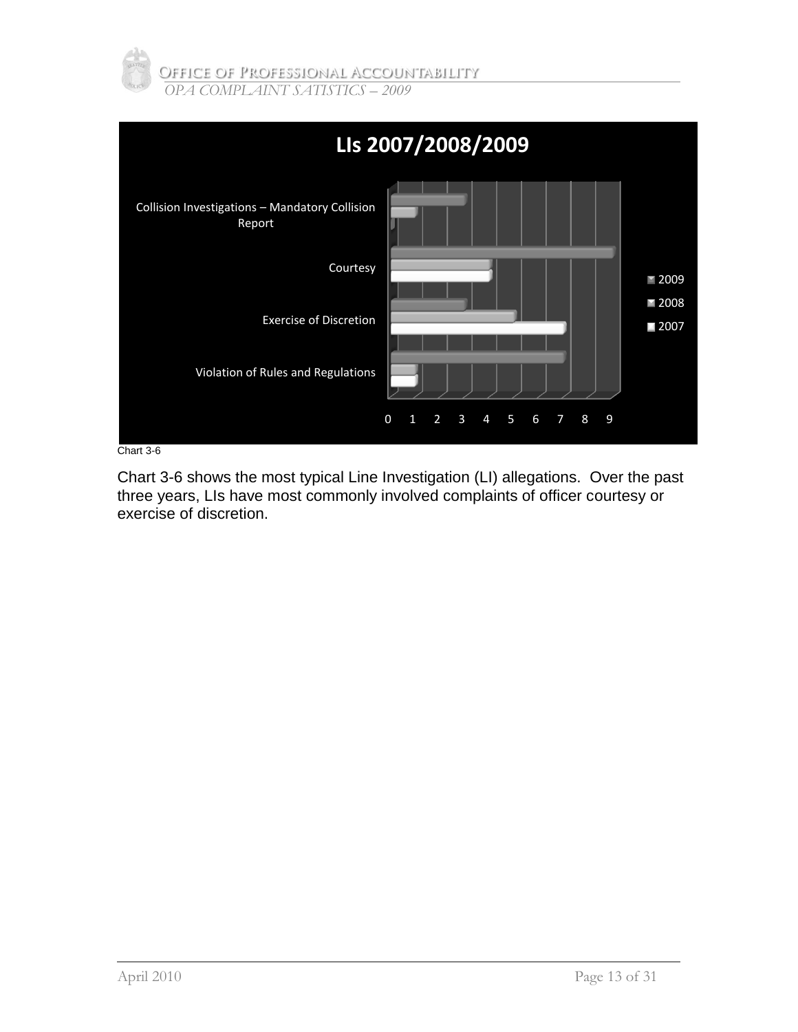## LIs 2007/2008/2009

| | 2009 | 2008 | 2007 |
|---|---|---|---|
| Collision Investigations – Mandatory Collision Report | 3 | 1 | 0 |
| Courtesy | 9 | 4 | 4 |
| Exercise of Discretion | 3 | 5 | 7 |
| Violation of Rules and Regulations | 7 | 1 | 1 |

Chart 3-6

Chart 3-6 shows the most typical Line Investigation (LI) allegations. Over the past three years, LIs have most commonly involved complaints of officer courtesy or exercise of discretion.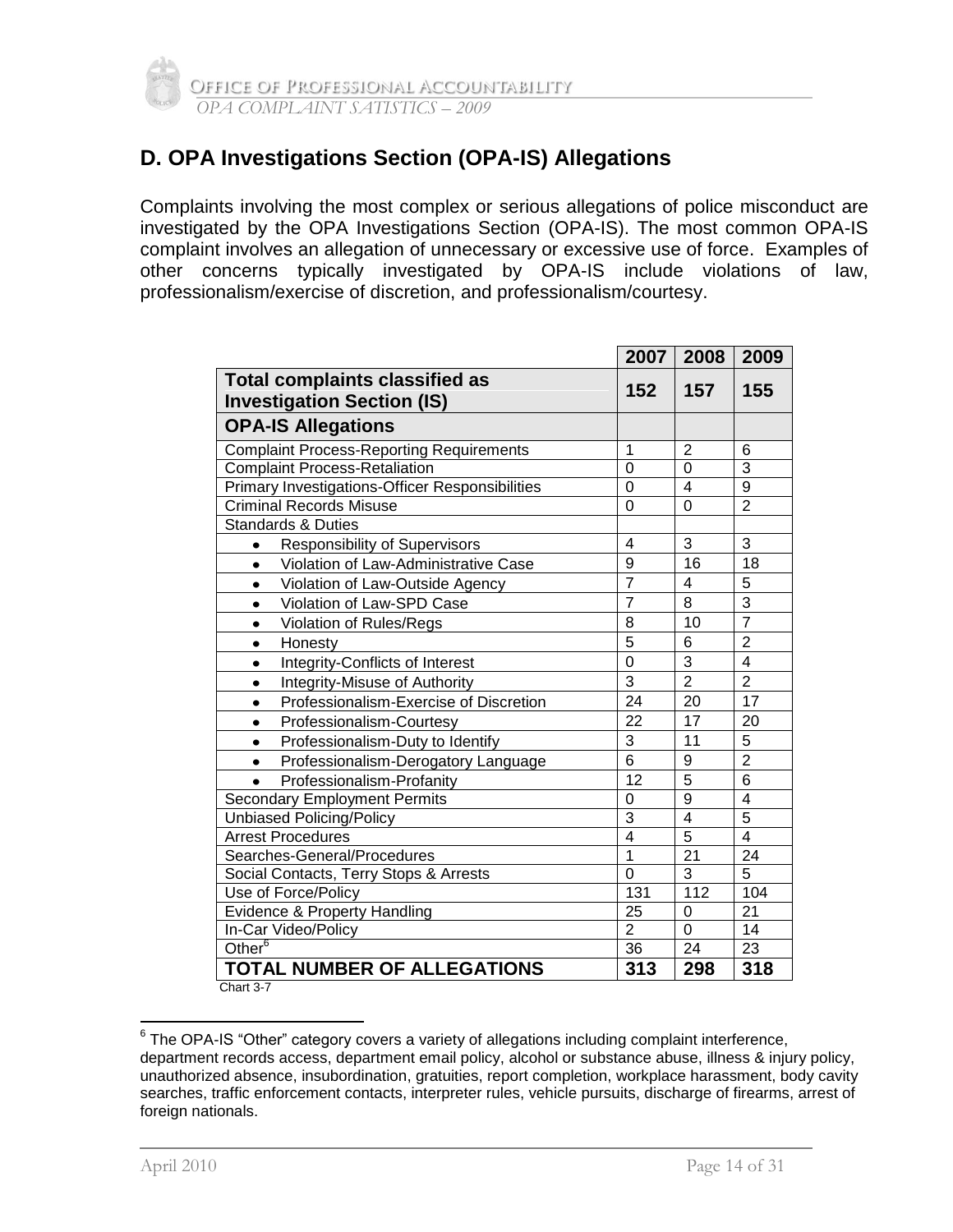## D. OPA Investigations Section (OPA-IS) Allegations

Complaints involving the most complex or serious allegations of police misconduct are investigated by the OPA Investigations Section (OPA-IS). The most common OPA-IS complaint involves an allegation of unnecessary or excessive use of force. Examples of other concerns typically investigated by OPA-IS include violations of law, professionalism/exercise of discretion, and professionalism/courtesy.

| | 2007 | 2008 | 2009 |
|---|---|---|---|
| **Total complaints classified as Investigation Section (IS)** | **152** | **157** | **155** |
| **OPA-IS Allegations** | | | |
| Complaint Process-Reporting Requirements | 1 | 2 | 6 |
| Complaint Process-Retaliation | 0 | 0 | 3 |
| Primary Investigations-Officer Responsibilities | 0 | 4 | 9 |
| Criminal Records Misuse | 0 | 0 | 2 |
| Standards & Duties | | | |
| • Responsibility of Supervisors | 4 | 3 | 3 |
| • Violation of Law-Administrative Case | 9 | 16 | 18 |
| • Violation of Law-Outside Agency | 7 | 4 | 5 |
| • Violation of Law-SPD Case | 7 | 8 | 3 |
| • Violation of Rules/Regs | 8 | 10 | 7 |
| • Honesty | 5 | 6 | 2 |
| • Integrity-Conflicts of Interest | 0 | 3 | 4 |
| • Integrity-Misuse of Authority | 3 | 2 | 2 |
| • Professionalism-Exercise of Discretion | 24 | 20 | 17 |
| • Professionalism-Courtesy | 22 | 17 | 20 |
| • Professionalism-Duty to Identify | 3 | 11 | 5 |
| • Professionalism-Derogatory Language | 6 | 9 | 2 |
| • Professionalism-Profanity | 12 | 5 | 6 |
| Secondary Employment Permits | 0 | 9 | 4 |
| Unbiased Policing/Policy | 3 | 4 | 5 |
| Arrest Procedures | 4 | 5 | 4 |
| Searches-General/Procedures | 1 | 21 | 24 |
| Social Contacts, Terry Stops & Arrests | 0 | 3 | 5 |
| Use of Force/Policy | 131 | 112 | 104 |
| Evidence & Property Handling | 25 | 0 | 21 |
| In-Car Video/Policy | 2 | 0 | 14 |
| Other[6] | 36 | 24 | 23 |
| **TOTAL NUMBER OF ALLEGATIONS** | **313** | **298** | **318** |

Chart 3-7

[6] The OPA-IS "Other" category covers a variety of allegations including complaint interference, department records access, department email policy, alcohol or substance abuse, illness & injury policy, unauthorized absence, insubordination, gratuities, report completion, workplace harassment, body cavity searches, traffic enforcement contacts, interpreter rules, vehicle pursuits, discharge of firearms, arrest of foreign nationals.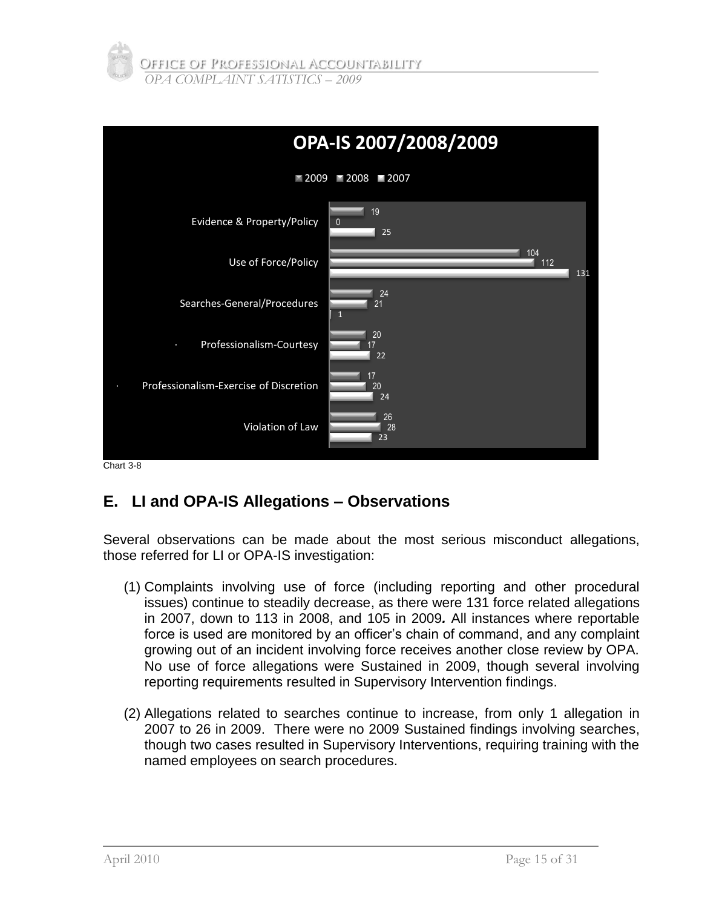**OPA-IS 2007/2008/2009**

| Category | 2009 | 2008 | 2007 |
|---|---|---|---|
| Evidence & Property/Policy | 19 | 0 | 25 |
| Use of Force/Policy | 104 | 112 | 131 |
| Searches-General/Procedures | 24 | 21 | 1 |
| Professionalism-Courtesy | 20 | 17 | 22 |
| Professionalism-Exercise of Discretion | 17 | 20 | 24 |
| Violation of Law | 26 | 28 | 23 |

Chart 3-8

## E. LI and OPA-IS Allegations – Observations

Several observations can be made about the most serious misconduct allegations, those referred for LI or OPA-IS investigation:

(1) Complaints involving use of force (including reporting and other procedural issues) continue to steadily decrease, as there were 131 force related allegations in 2007, down to 113 in 2008, and 105 in 2009*.* All instances where reportable force is used are monitored by an officer's chain of command, and any complaint growing out of an incident involving force receives another close review by OPA. No use of force allegations were Sustained in 2009, though several involving reporting requirements resulted in Supervisory Intervention findings.

(2) Allegations related to searches continue to increase, from only 1 allegation in 2007 to 26 in 2009. There were no 2009 Sustained findings involving searches, though two cases resulted in Supervisory Interventions, requiring training with the named employees on search procedures.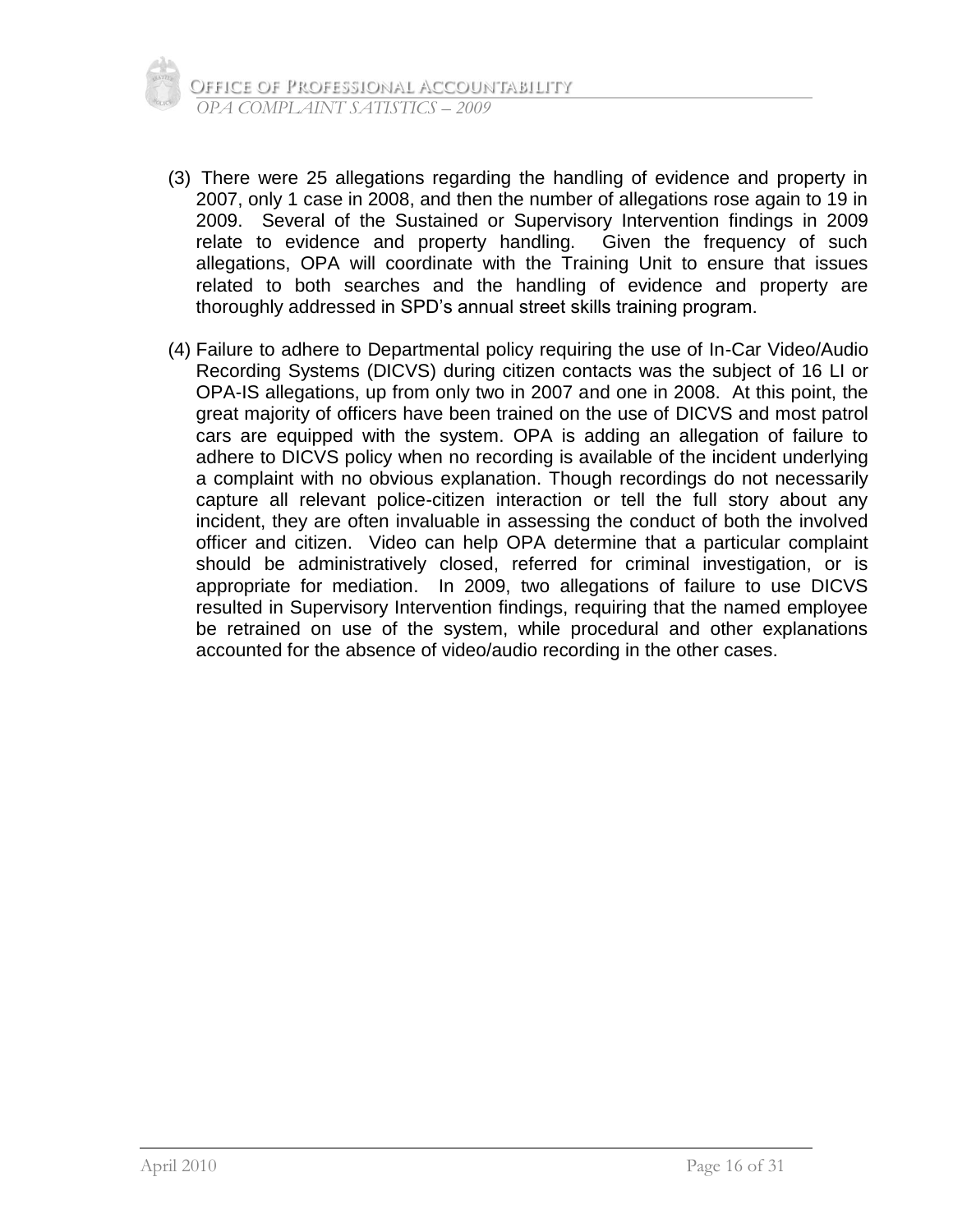(3) There were 25 allegations regarding the handling of evidence and property in 2007, only 1 case in 2008, and then the number of allegations rose again to 19 in 2009. Several of the Sustained or Supervisory Intervention findings in 2009 relate to evidence and property handling. Given the frequency of such allegations, OPA will coordinate with the Training Unit to ensure that issues related to both searches and the handling of evidence and property are thoroughly addressed in SPD's annual street skills training program.

(4) Failure to adhere to Departmental policy requiring the use of In-Car Video/Audio Recording Systems (DICVS) during citizen contacts was the subject of 16 LI or OPA-IS allegations, up from only two in 2007 and one in 2008. At this point, the great majority of officers have been trained on the use of DICVS and most patrol cars are equipped with the system. OPA is adding an allegation of failure to adhere to DICVS policy when no recording is available of the incident underlying a complaint with no obvious explanation. Though recordings do not necessarily capture all relevant police-citizen interaction or tell the full story about any incident, they are often invaluable in assessing the conduct of both the involved officer and citizen. Video can help OPA determine that a particular complaint should be administratively closed, referred for criminal investigation, or is appropriate for mediation. In 2009, two allegations of failure to use DICVS resulted in Supervisory Intervention findings, requiring that the named employee be retrained on use of the system, while procedural and other explanations accounted for the absence of video/audio recording in the other cases.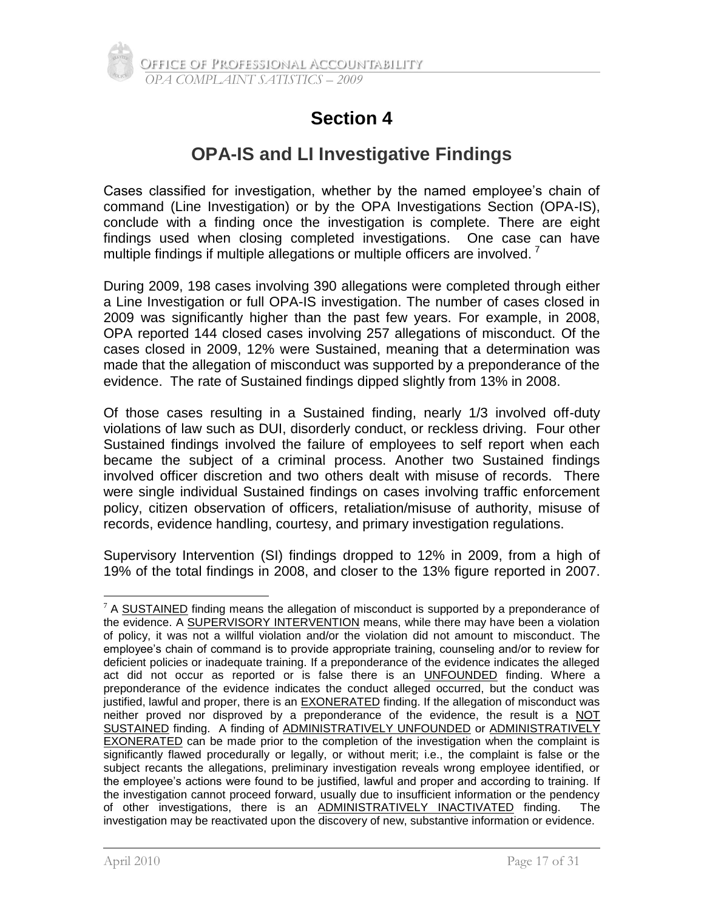# Section 4

## OPA-IS and LI Investigative Findings

Cases classified for investigation, whether by the named employee's chain of command (Line Investigation) or by the OPA Investigations Section (OPA-IS), conclude with a finding once the investigation is complete. There are eight findings used when closing completed investigations. One case can have multiple findings if multiple allegations or multiple officers are involved. [7]

During 2009, 198 cases involving 390 allegations were completed through either a Line Investigation or full OPA-IS investigation. The number of cases closed in 2009 was significantly higher than the past few years. For example, in 2008, OPA reported 144 closed cases involving 257 allegations of misconduct. Of the cases closed in 2009, 12% were Sustained, meaning that a determination was made that the allegation of misconduct was supported by a preponderance of the evidence. The rate of Sustained findings dipped slightly from 13% in 2008.

Of those cases resulting in a Sustained finding, nearly 1/3 involved off-duty violations of law such as DUI, disorderly conduct, or reckless driving. Four other Sustained findings involved the failure of employees to self report when each became the subject of a criminal process. Another two Sustained findings involved officer discretion and two others dealt with misuse of records. There were single individual Sustained findings on cases involving traffic enforcement policy, citizen observation of officers, retaliation/misuse of authority, misuse of records, evidence handling, courtesy, and primary investigation regulations.

Supervisory Intervention (SI) findings dropped to 12% in 2009, from a high of 19% of the total findings in 2008, and closer to the 13% figure reported in 2007.

---

[7] A SUSTAINED finding means the allegation of misconduct is supported by a preponderance of the evidence. A SUPERVISORY INTERVENTION means, while there may have been a violation of policy, it was not a willful violation and/or the violation did not amount to misconduct. The employee's chain of command is to provide appropriate training, counseling and/or to review for deficient policies or inadequate training. If a preponderance of the evidence indicates the alleged act did not occur as reported or is false there is an UNFOUNDED finding. Where a preponderance of the evidence indicates the conduct alleged occurred, but the conduct was justified, lawful and proper, there is an EXONERATED finding. If the allegation of misconduct was neither proved nor disproved by a preponderance of the evidence, the result is a NOT SUSTAINED finding. A finding of ADMINISTRATIVELY UNFOUNDED or ADMINISTRATIVELY EXONERATED can be made prior to the completion of the investigation when the complaint is significantly flawed procedurally or legally, or without merit; i.e., the complaint is false or the subject recants the allegations, preliminary investigation reveals wrong employee identified, or the employee's actions were found to be justified, lawful and proper and according to training. If the investigation cannot proceed forward, usually due to insufficient information or the pendency of other investigations, there is an ADMINISTRATIVELY INACTIVATED finding. The investigation may be reactivated upon the discovery of new, substantive information or evidence.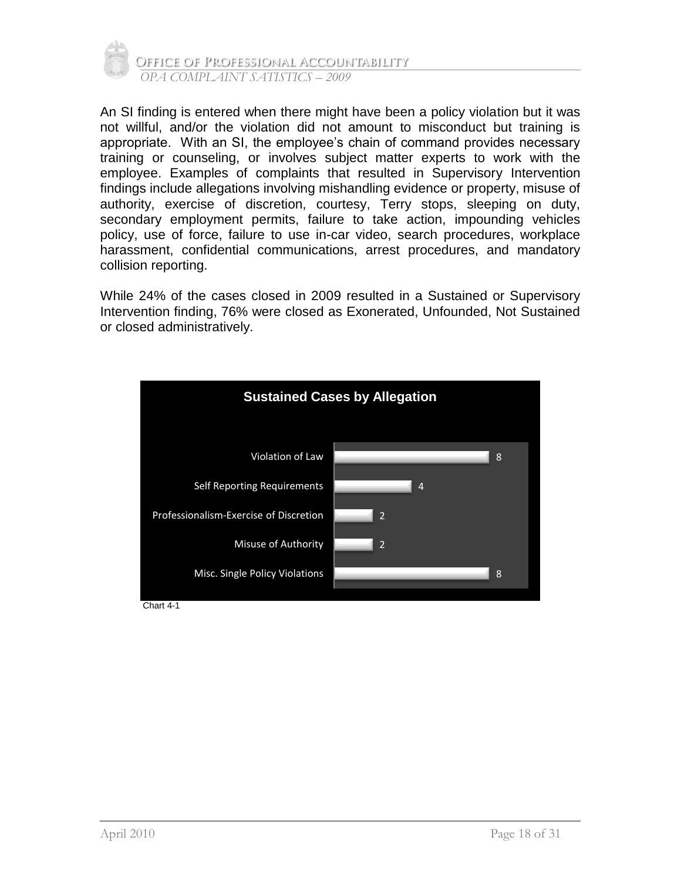An SI finding is entered when there might have been a policy violation but it was not willful, and/or the violation did not amount to misconduct but training is appropriate. With an SI, the employee's chain of command provides necessary training or counseling, or involves subject matter experts to work with the employee. Examples of complaints that resulted in Supervisory Intervention findings include allegations involving mishandling evidence or property, misuse of authority, exercise of discretion, courtesy, Terry stops, sleeping on duty, secondary employment permits, failure to take action, impounding vehicles policy, use of force, failure to use in-car video, search procedures, workplace harassment, confidential communications, arrest procedures, and mandatory collision reporting.

While 24% of the cases closed in 2009 resulted in a Sustained or Supervisory Intervention finding, 76% were closed as Exonerated, Unfounded, Not Sustained or closed administratively.

**Sustained Cases by Allegation**

| Allegation | Count |
|---|---|
| Violation of Law | 8 |
| Self Reporting Requirements | 4 |
| Professionalism-Exercise of Discretion | 2 |
| Misuse of Authority | 2 |
| Misc. Single Policy Violations | 8 |

Chart 4-1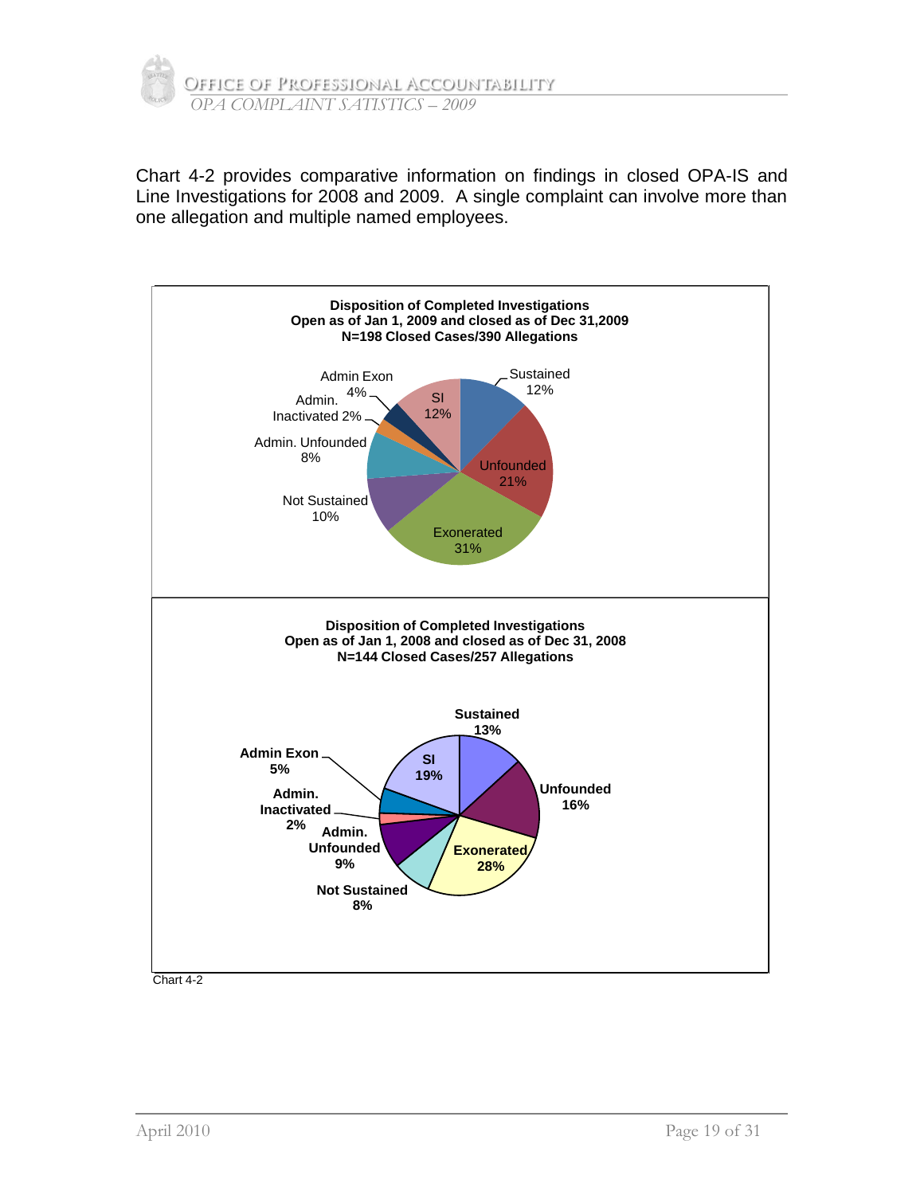Chart 4-2 provides comparative information on findings in closed OPA-IS and Line Investigations for 2008 and 2009. A single complaint can involve more than one allegation and multiple named employees.

**Disposition of Completed Investigations**
**Open as of Jan 1, 2009 and closed as of Dec 31,2009**
**N=198 Closed Cases/390 Allegations**

| Disposition | Percent |
|---|---|
| Sustained | 12% |
| Unfounded | 21% |
| Exonerated | 31% |
| Not Sustained | 10% |
| Admin. Unfounded | 8% |
| Admin. Inactivated | 2% |
| Admin Exon | 4% |
| SI | 12% |

**Disposition of Completed Investigations**
**Open as of Jan 1, 2008 and closed as of Dec 31, 2008**
**N=144 Closed Cases/257 Allegations**

| Disposition | Percent |
|---|---|
| Sustained | 13% |
| Unfounded | 16% |
| Exonerated | 28% |
| Not Sustained | 8% |
| Admin. Unfounded | 9% |
| Admin. Inactivated | 2% |
| Admin Exon | 5% |
| SI | 19% |

Chart 4-2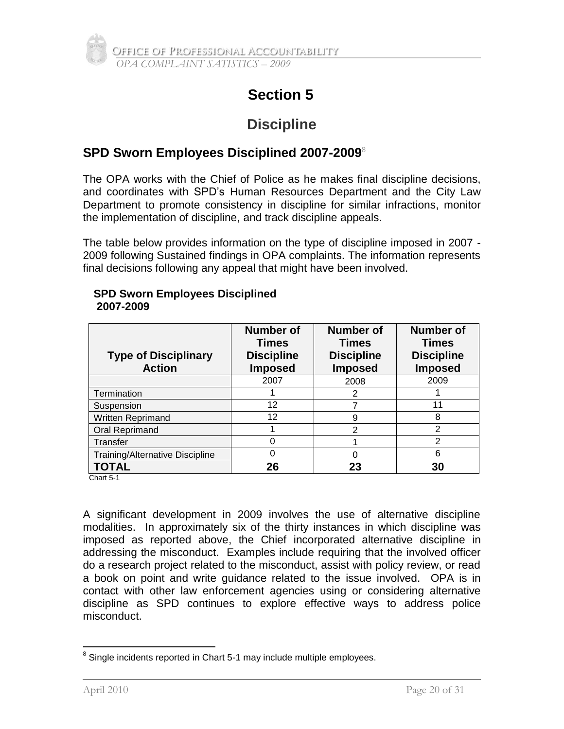# Section 5

## Discipline

### SPD Sworn Employees Disciplined 2007-2009[8]

The OPA works with the Chief of Police as he makes final discipline decisions, and coordinates with SPD's Human Resources Department and the City Law Department to promote consistency in discipline for similar infractions, monitor the implementation of discipline, and track discipline appeals.

The table below provides information on the type of discipline imposed in 2007 - 2009 following Sustained findings in OPA complaints. The information represents final decisions following any appeal that might have been involved.

**SPD Sworn Employees Disciplined 2007-2009**

| Type of Disciplinary Action | Number of Times Discipline Imposed | Number of Times Discipline Imposed | Number of Times Discipline Imposed |
|---|---|---|---|
| | 2007 | 2008 | 2009 |
| Termination | 1 | 2 | 1 |
| Suspension | 12 | 7 | 11 |
| Written Reprimand | 12 | 9 | 8 |
| Oral Reprimand | 1 | 2 | 2 |
| Transfer | 0 | 1 | 2 |
| Training/Alternative Discipline | 0 | 0 | 6 |
| **TOTAL** | **26** | **23** | **30** |

Chart 5-1

A significant development in 2009 involves the use of alternative discipline modalities. In approximately six of the thirty instances in which discipline was imposed as reported above, the Chief incorporated alternative discipline in addressing the misconduct. Examples include requiring that the involved officer do a research project related to the misconduct, assist with policy review, or read a book on point and write guidance related to the issue involved. OPA is in contact with other law enforcement agencies using or considering alternative discipline as SPD continues to explore effective ways to address police misconduct.

---

[8] Single incidents reported in Chart 5-1 may include multiple employees.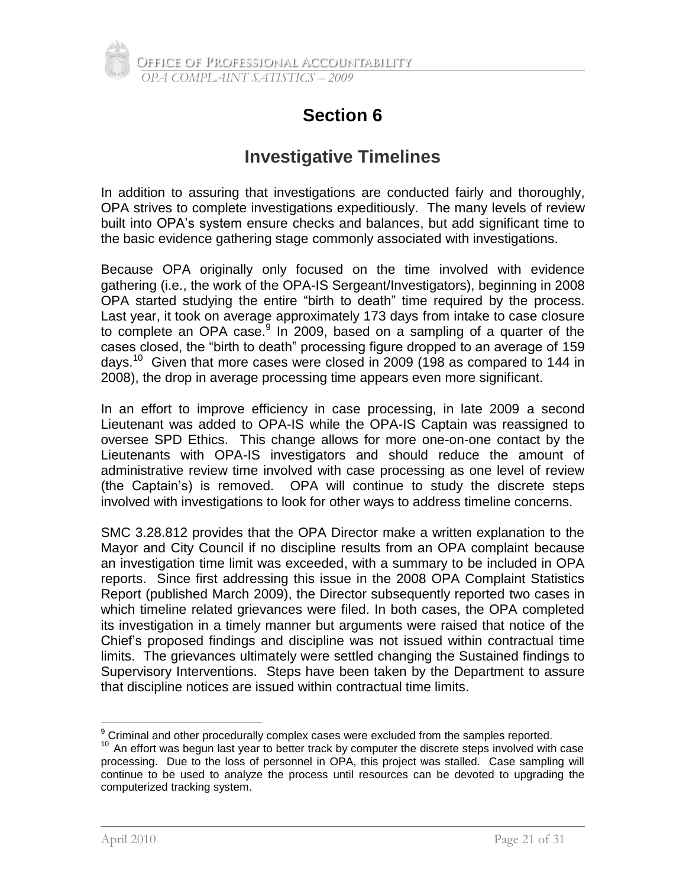# Section 6

## Investigative Timelines

In addition to assuring that investigations are conducted fairly and thoroughly, OPA strives to complete investigations expeditiously. The many levels of review built into OPA's system ensure checks and balances, but add significant time to the basic evidence gathering stage commonly associated with investigations.

Because OPA originally only focused on the time involved with evidence gathering (i.e., the work of the OPA-IS Sergeant/Investigators), beginning in 2008 OPA started studying the entire "birth to death" time required by the process. Last year, it took on average approximately 173 days from intake to case closure to complete an OPA case.[9] In 2009, based on a sampling of a quarter of the cases closed, the "birth to death" processing figure dropped to an average of 159 days.[10] Given that more cases were closed in 2009 (198 as compared to 144 in 2008), the drop in average processing time appears even more significant.

In an effort to improve efficiency in case processing, in late 2009 a second Lieutenant was added to OPA-IS while the OPA-IS Captain was reassigned to oversee SPD Ethics. This change allows for more one-on-one contact by the Lieutenants with OPA-IS investigators and should reduce the amount of administrative review time involved with case processing as one level of review (the Captain's) is removed. OPA will continue to study the discrete steps involved with investigations to look for other ways to address timeline concerns.

SMC 3.28.812 provides that the OPA Director make a written explanation to the Mayor and City Council if no discipline results from an OPA complaint because an investigation time limit was exceeded, with a summary to be included in OPA reports. Since first addressing this issue in the 2008 OPA Complaint Statistics Report (published March 2009), the Director subsequently reported two cases in which timeline related grievances were filed. In both cases, the OPA completed its investigation in a timely manner but arguments were raised that notice of the Chief's proposed findings and discipline was not issued within contractual time limits. The grievances ultimately were settled changing the Sustained findings to Supervisory Interventions. Steps have been taken by the Department to assure that discipline notices are issued within contractual time limits.

---

[9] Criminal and other procedurally complex cases were excluded from the samples reported.

[10] An effort was begun last year to better track by computer the discrete steps involved with case processing. Due to the loss of personnel in OPA, this project was stalled. Case sampling will continue to be used to analyze the process until resources can be devoted to upgrading the computerized tracking system.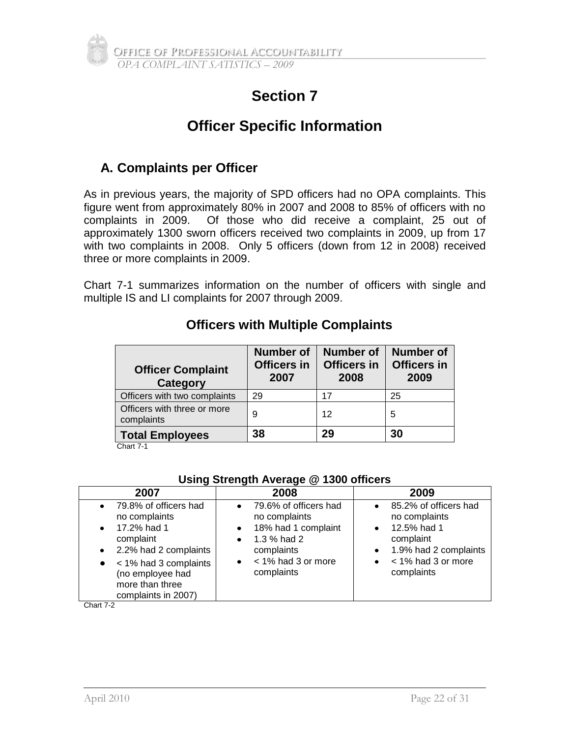# Section 7

# Officer Specific Information

## A. Complaints per Officer

As in previous years, the majority of SPD officers had no OPA complaints. This figure went from approximately 80% in 2007 and 2008 to 85% of officers with no complaints in 2009. Of those who did receive a complaint, 25 out of approximately 1300 sworn officers received two complaints in 2009, up from 17 with two complaints in 2008. Only 5 officers (down from 12 in 2008) received three or more complaints in 2009.

Chart 7-1 summarizes information on the number of officers with single and multiple IS and LI complaints for 2007 through 2009.

### Officers with Multiple Complaints

| Officer Complaint Category | Number of Officers in 2007 | Number of Officers in 2008 | Number of Officers in 2009 |
|---|---|---|---|
| Officers with two complaints | 29 | 17 | 25 |
| Officers with three or more complaints | 9 | 12 | 5 |
| **Total Employees** | **38** | **29** | **30** |

Chart 7-1

**Using Strength Average @ 1300 officers**

| 2007 | 2008 | 2009 |
|---|---|---|
| • 79.8% of officers had no complaints<br>• 17.2% had 1 complaint<br>• 2.2% had 2 complaints<br>• < 1% had 3 complaints (no employee had more than three complaints in 2007) | • 79.6% of officers had no complaints<br>• 18% had 1 complaint<br>• 1.3 % had 2 complaints<br>• < 1% had 3 or more complaints | • 85.2% of officers had no complaints<br>• 12.5% had 1 complaint<br>• 1.9% had 2 complaints<br>• < 1% had 3 or more complaints |

Chart 7-2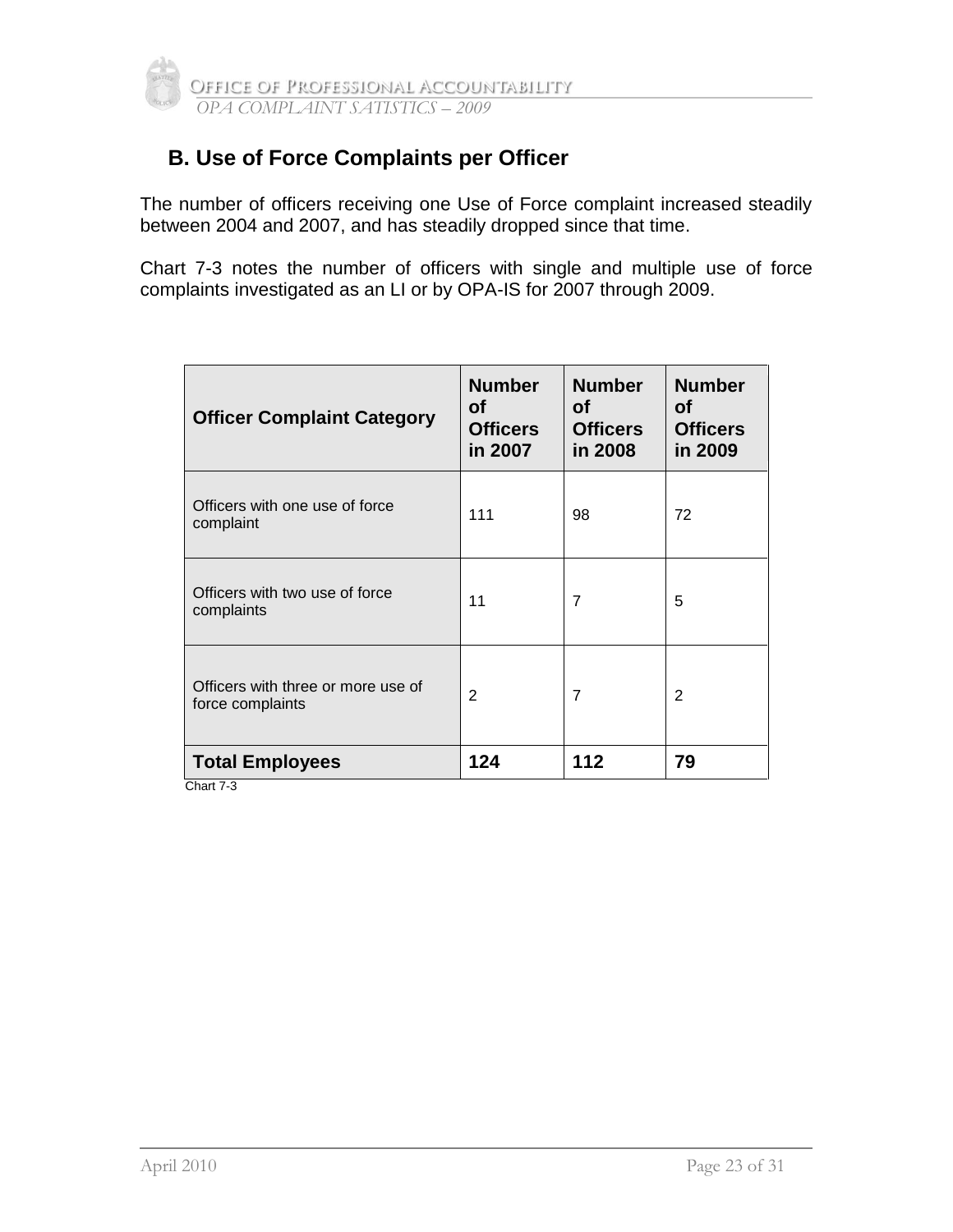## B. Use of Force Complaints per Officer

The number of officers receiving one Use of Force complaint increased steadily between 2004 and 2007, and has steadily dropped since that time.

Chart 7-3 notes the number of officers with single and multiple use of force complaints investigated as an LI or by OPA-IS for 2007 through 2009.

| Officer Complaint Category | Number of Officers in 2007 | Number of Officers in 2008 | Number of Officers in 2009 |
|---|---|---|---|
| Officers with one use of force complaint | 111 | 98 | 72 |
| Officers with two use of force complaints | 11 | 7 | 5 |
| Officers with three or more use of force complaints | 2 | 7 | 2 |
| **Total Employees** | **124** | **112** | **79** |

Chart 7-3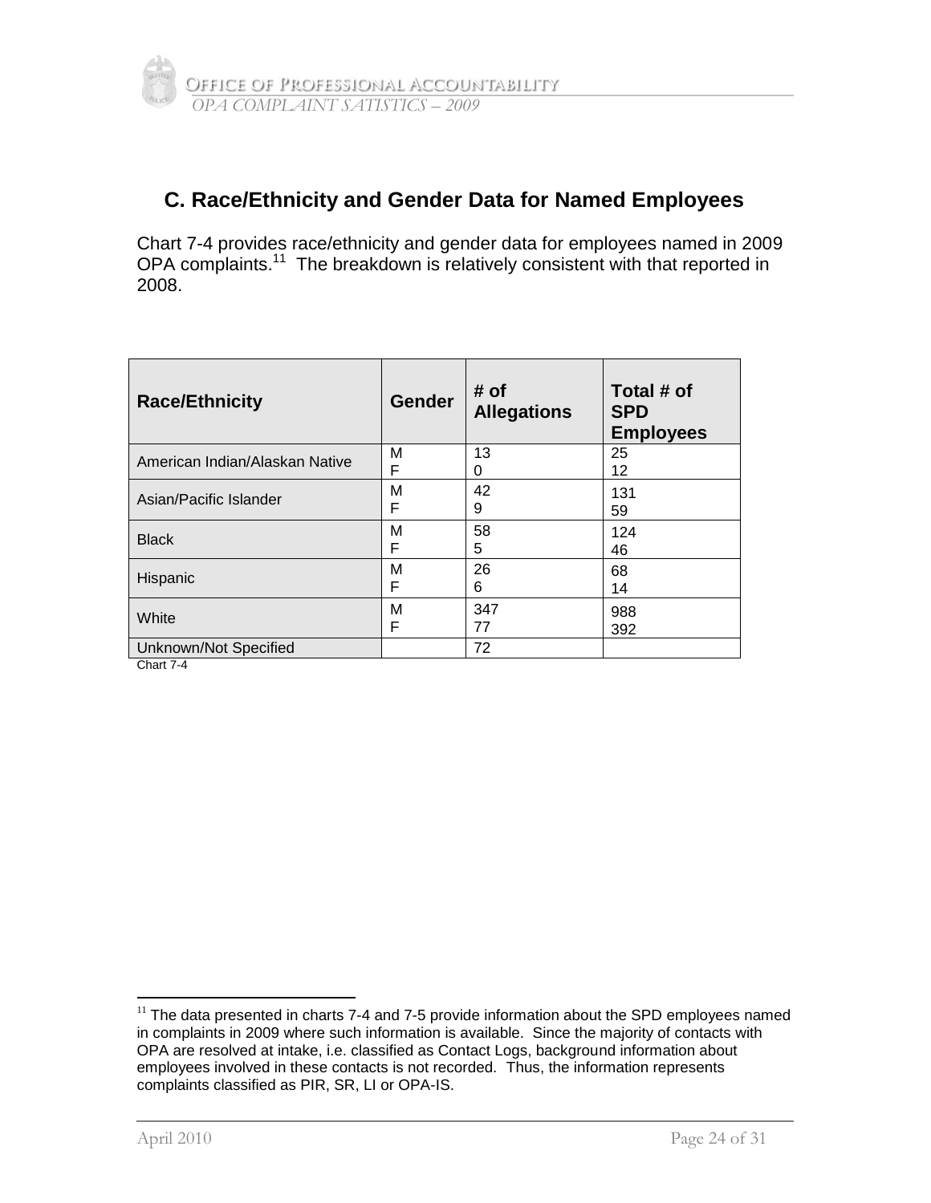## C. Race/Ethnicity and Gender Data for Named Employees

Chart 7-4 provides race/ethnicity and gender data for employees named in 2009 OPA complaints.[11] The breakdown is relatively consistent with that reported in 2008.

| Race/Ethnicity | Gender | # of Allegations | Total # of SPD Employees |
|---|---|---|---|
| American Indian/Alaskan Native | M<br>F | 13<br>0 | 25<br>12 |
| Asian/Pacific Islander | M<br>F | 42<br>9 | 131<br>59 |
| Black | M<br>F | 58<br>5 | 124<br>46 |
| Hispanic | M<br>F | 26<br>6 | 68<br>14 |
| White | M<br>F | 347<br>77 | 988<br>392 |
| Unknown/Not Specified | | 72 | |

Chart 7-4

[11] The data presented in charts 7-4 and 7-5 provide information about the SPD employees named in complaints in 2009 where such information is available. Since the majority of contacts with OPA are resolved at intake, i.e. classified as Contact Logs, background information about employees involved in these contacts is not recorded. Thus, the information represents complaints classified as PIR, SR, LI or OPA-IS.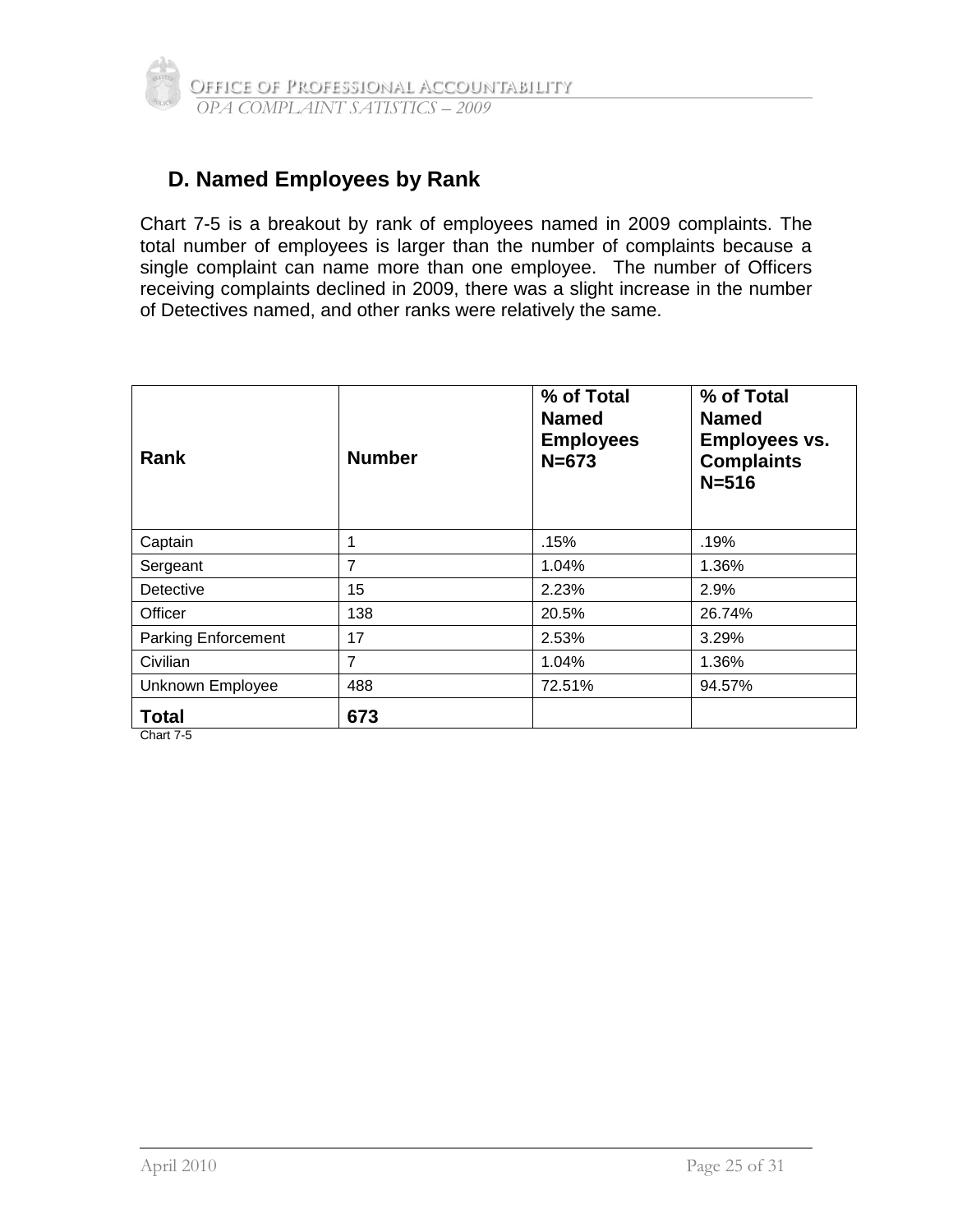## D. Named Employees by Rank

Chart 7-5 is a breakout by rank of employees named in 2009 complaints. The total number of employees is larger than the number of complaints because a single complaint can name more than one employee. The number of Officers receiving complaints declined in 2009, there was a slight increase in the number of Detectives named, and other ranks were relatively the same.

| Rank | Number | % of Total Named Employees N=673 | % of Total Named Employees vs. Complaints N=516 |
|---|---|---|---|
| Captain | 1 | .15% | .19% |
| Sergeant | 7 | 1.04% | 1.36% |
| Detective | 15 | 2.23% | 2.9% |
| Officer | 138 | 20.5% | 26.74% |
| Parking Enforcement | 17 | 2.53% | 3.29% |
| Civilian | 7 | 1.04% | 1.36% |
| Unknown Employee | 488 | 72.51% | 94.57% |
| **Total** | **673** | | |

Chart 7-5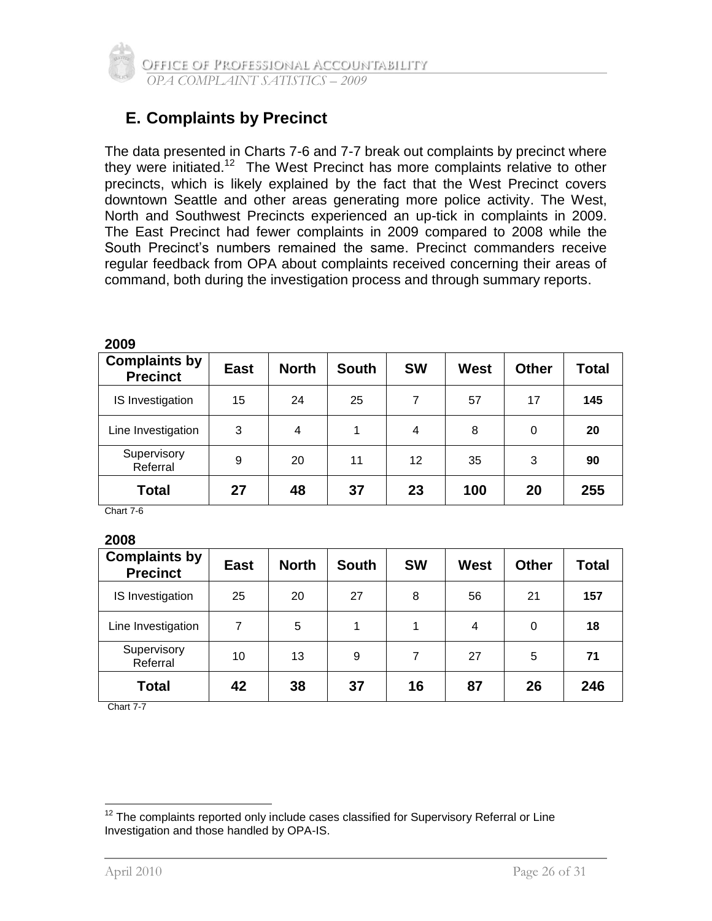## E. Complaints by Precinct

The data presented in Charts 7-6 and 7-7 break out complaints by precinct where they were initiated.[12] The West Precinct has more complaints relative to other precincts, which is likely explained by the fact that the West Precinct covers downtown Seattle and other areas generating more police activity. The West, North and Southwest Precincts experienced an up-tick in complaints in 2009. The East Precinct had fewer complaints in 2009 compared to 2008 while the South Precinct's numbers remained the same. Precinct commanders receive regular feedback from OPA about complaints received concerning their areas of command, both during the investigation process and through summary reports.

**2009**

| Complaints by Precinct | East | North | South | SW | West | Other | Total |
|---|---|---|---|---|---|---|---|
| IS Investigation | 15 | 24 | 25 | 7 | 57 | 17 | **145** |
| Line Investigation | 3 | 4 | 1 | 4 | 8 | 0 | **20** |
| Supervisory Referral | 9 | 20 | 11 | 12 | 35 | 3 | **90** |
| **Total** | **27** | **48** | **37** | **23** | **100** | **20** | **255** |

Chart 7-6

**2008**

| Complaints by Precinct | East | North | South | SW | West | Other | Total |
|---|---|---|---|---|---|---|---|
| IS Investigation | 25 | 20 | 27 | 8 | 56 | 21 | **157** |
| Line Investigation | 7 | 5 | 1 | 1 | 4 | 0 | **18** |
| Supervisory Referral | 10 | 13 | 9 | 7 | 27 | 5 | **71** |
| **Total** | **42** | **38** | **37** | **16** | **87** | **26** | **246** |

Chart 7-7

[12] The complaints reported only include cases classified for Supervisory Referral or Line Investigation and those handled by OPA-IS.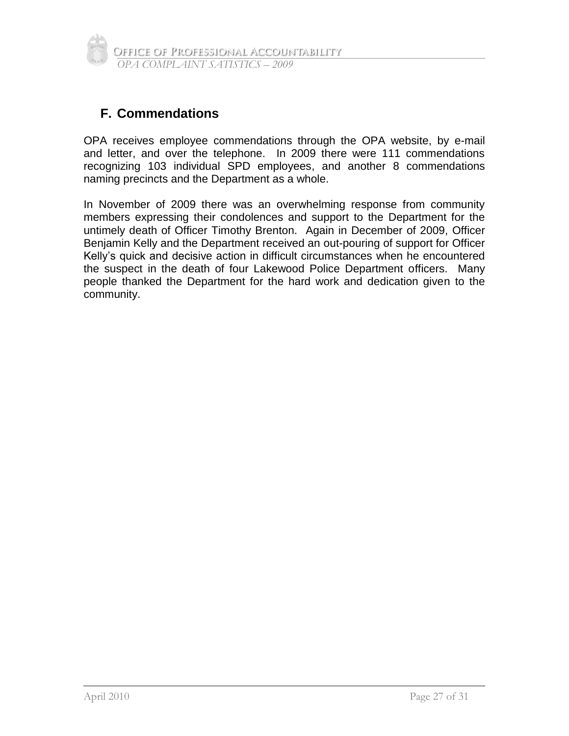## F. Commendations

OPA receives employee commendations through the OPA website, by e-mail and letter, and over the telephone. In 2009 there were 111 commendations recognizing 103 individual SPD employees, and another 8 commendations naming precincts and the Department as a whole.

In November of 2009 there was an overwhelming response from community members expressing their condolences and support to the Department for the untimely death of Officer Timothy Brenton. Again in December of 2009, Officer Benjamin Kelly and the Department received an out-pouring of support for Officer Kelly's quick and decisive action in difficult circumstances when he encountered the suspect in the death of four Lakewood Police Department officers. Many people thanked the Department for the hard work and dedication given to the community.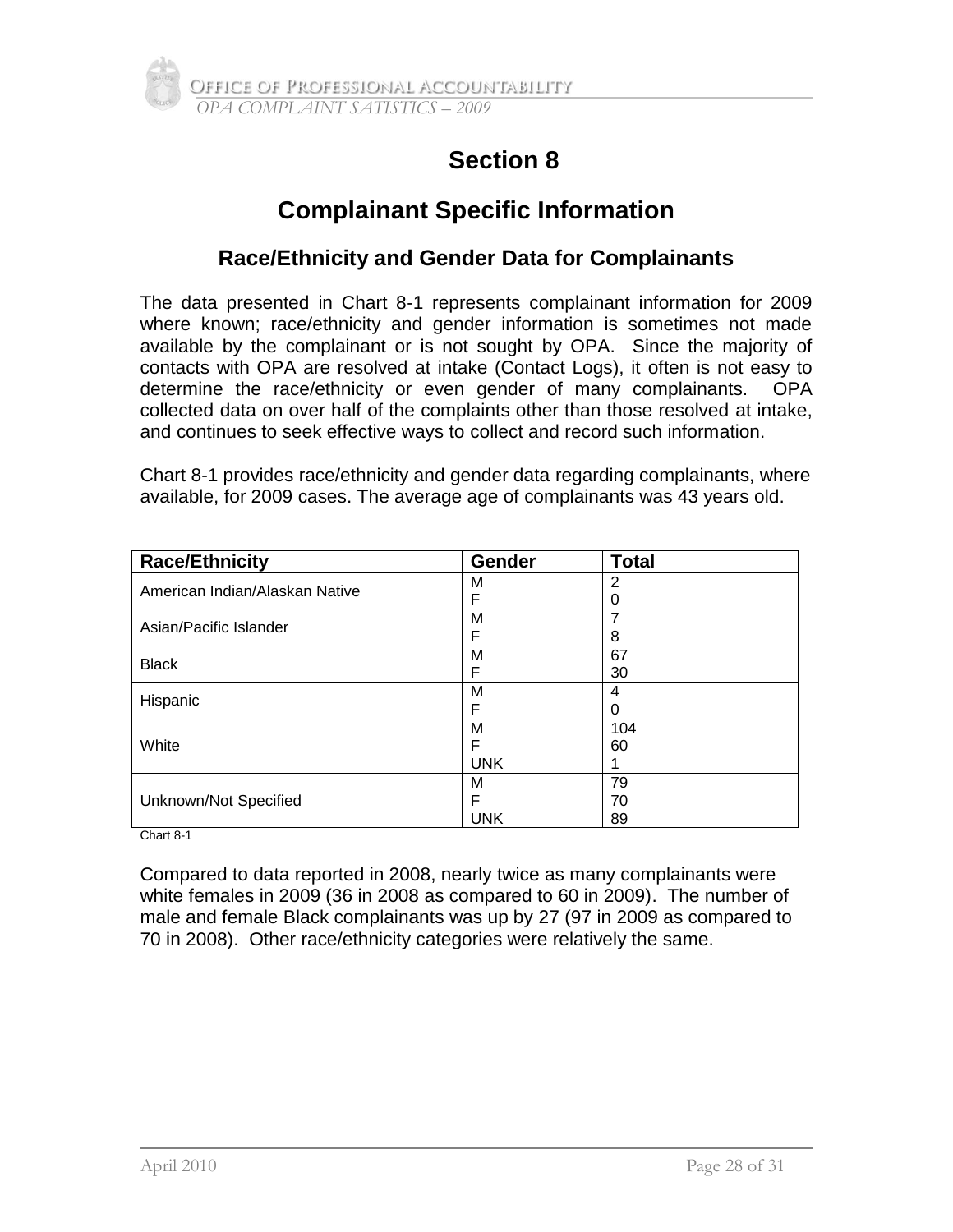# Section 8

## Complainant Specific Information

### Race/Ethnicity and Gender Data for Complainants

The data presented in Chart 8-1 represents complainant information for 2009 where known; race/ethnicity and gender information is sometimes not made available by the complainant or is not sought by OPA. Since the majority of contacts with OPA are resolved at intake (Contact Logs), it often is not easy to determine the race/ethnicity or even gender of many complainants. OPA collected data on over half of the complaints other than those resolved at intake, and continues to seek effective ways to collect and record such information.

Chart 8-1 provides race/ethnicity and gender data regarding complainants, where available, for 2009 cases. The average age of complainants was 43 years old.

| Race/Ethnicity | Gender | Total |
|---|---|---|
| American Indian/Alaskan Native | M | 2 |
| | F | 0 |
| Asian/Pacific Islander | M | 7 |
| | F | 8 |
| Black | M | 67 |
| | F | 30 |
| Hispanic | M | 4 |
| | F | 0 |
| White | M | 104 |
| | F | 60 |
| | UNK | 1 |
| Unknown/Not Specified | M | 79 |
| | F | 70 |
| | UNK | 89 |

Chart 8-1

Compared to data reported in 2008, nearly twice as many complainants were white females in 2009 (36 in 2008 as compared to 60 in 2009). The number of male and female Black complainants was up by 27 (97 in 2009 as compared to 70 in 2008). Other race/ethnicity categories were relatively the same.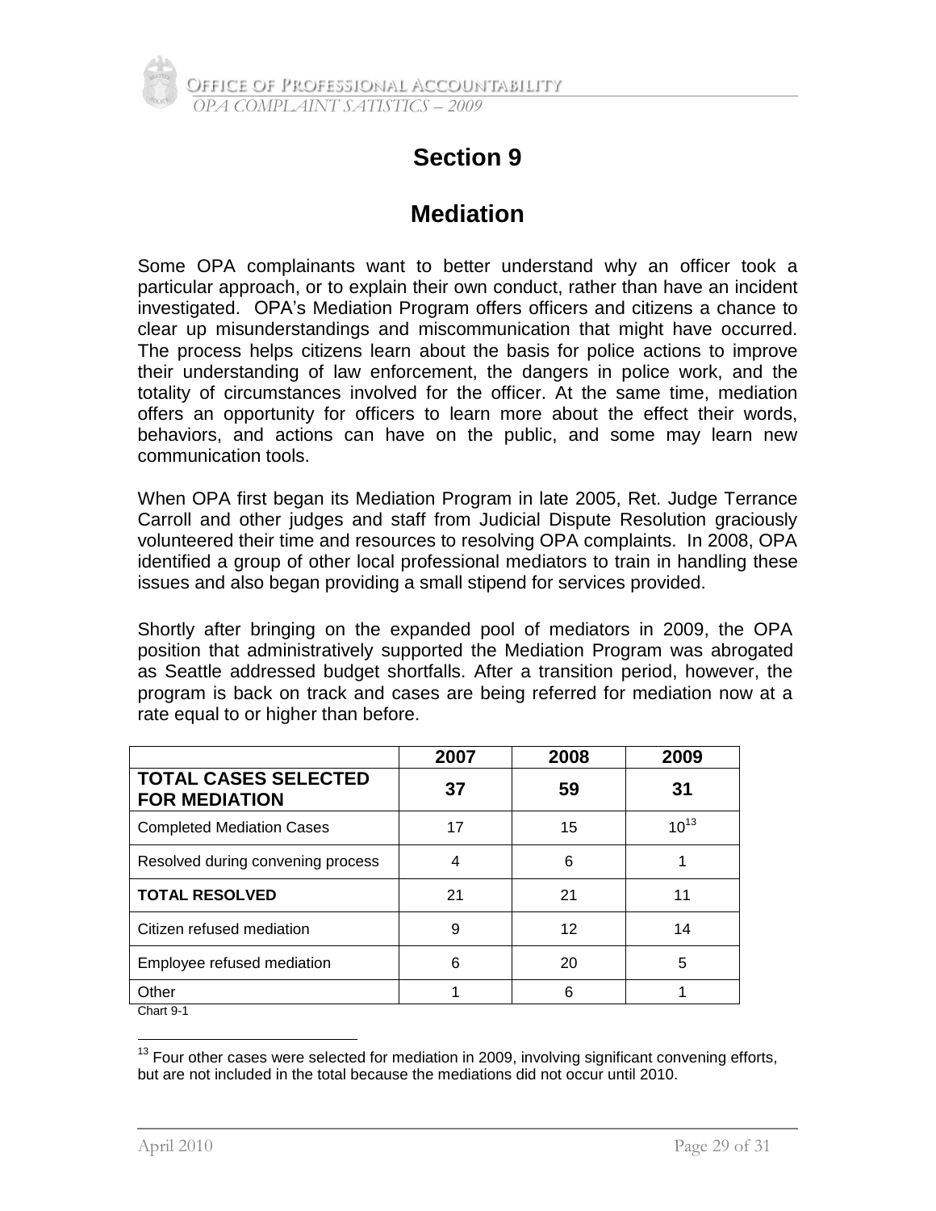# Section 9

## Mediation

Some OPA complainants want to better understand why an officer took a particular approach, or to explain their own conduct, rather than have an incident investigated. OPA's Mediation Program offers officers and citizens a chance to clear up misunderstandings and miscommunication that might have occurred. The process helps citizens learn about the basis for police actions to improve their understanding of law enforcement, the dangers in police work, and the totality of circumstances involved for the officer. At the same time, mediation offers an opportunity for officers to learn more about the effect their words, behaviors, and actions can have on the public, and some may learn new communication tools.

When OPA first began its Mediation Program in late 2005, Ret. Judge Terrance Carroll and other judges and staff from Judicial Dispute Resolution graciously volunteered their time and resources to resolving OPA complaints. In 2008, OPA identified a group of other local professional mediators to train in handling these issues and also began providing a small stipend for services provided.

Shortly after bringing on the expanded pool of mediators in 2009, the OPA position that administratively supported the Mediation Program was abrogated as Seattle addressed budget shortfalls. After a transition period, however, the program is back on track and cases are being referred for mediation now at a rate equal to or higher than before.

| | 2007 | 2008 | 2009 |
|---|---|---|---|
| **TOTAL CASES SELECTED FOR MEDIATION** | **37** | **59** | **31** |
| Completed Mediation Cases | 17 | 15 | 10[13] |
| Resolved during convening process | 4 | 6 | 1 |
| **TOTAL RESOLVED** | 21 | 21 | 11 |
| Citizen refused mediation | 9 | 12 | 14 |
| Employee refused mediation | 6 | 20 | 5 |
| Other | 1 | 6 | 1 |

Chart 9-1

[13] Four other cases were selected for mediation in 2009, involving significant convening efforts, but are not included in the total because the mediations did not occur until 2010.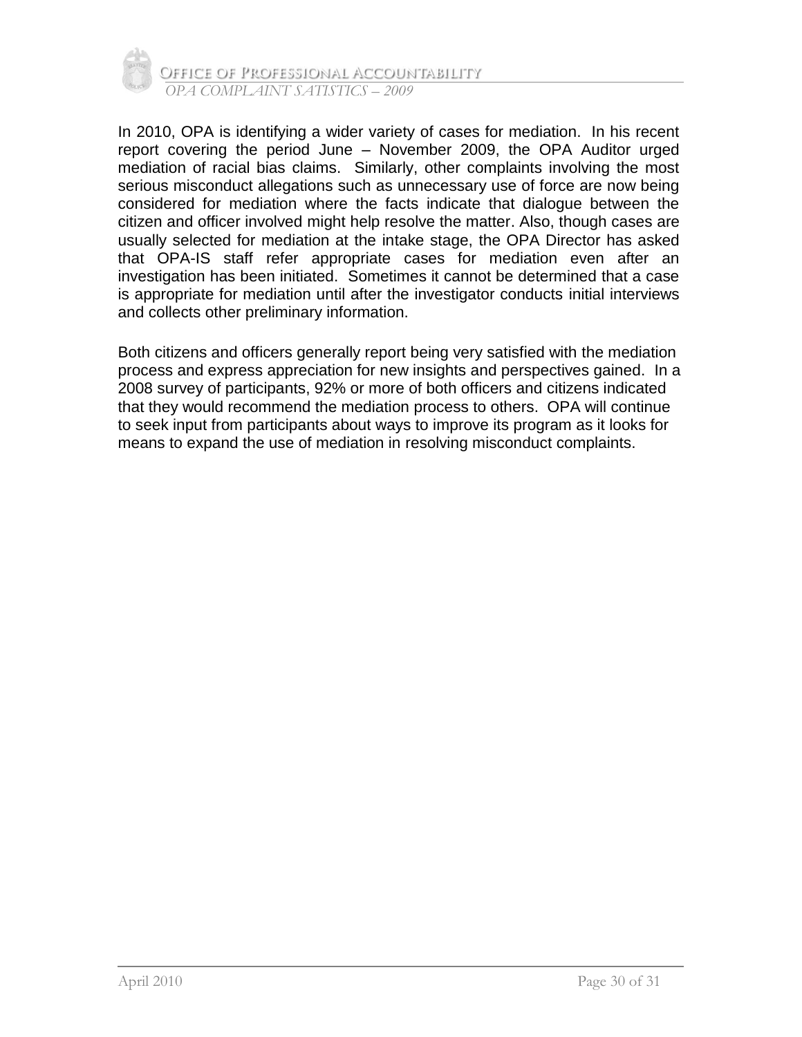In 2010, OPA is identifying a wider variety of cases for mediation. In his recent report covering the period June – November 2009, the OPA Auditor urged mediation of racial bias claims. Similarly, other complaints involving the most serious misconduct allegations such as unnecessary use of force are now being considered for mediation where the facts indicate that dialogue between the citizen and officer involved might help resolve the matter. Also, though cases are usually selected for mediation at the intake stage, the OPA Director has asked that OPA-IS staff refer appropriate cases for mediation even after an investigation has been initiated. Sometimes it cannot be determined that a case is appropriate for mediation until after the investigator conducts initial interviews and collects other preliminary information.

Both citizens and officers generally report being very satisfied with the mediation process and express appreciation for new insights and perspectives gained. In a 2008 survey of participants, 92% or more of both officers and citizens indicated that they would recommend the mediation process to others. OPA will continue to seek input from participants about ways to improve its program as it looks for means to expand the use of mediation in resolving misconduct complaints.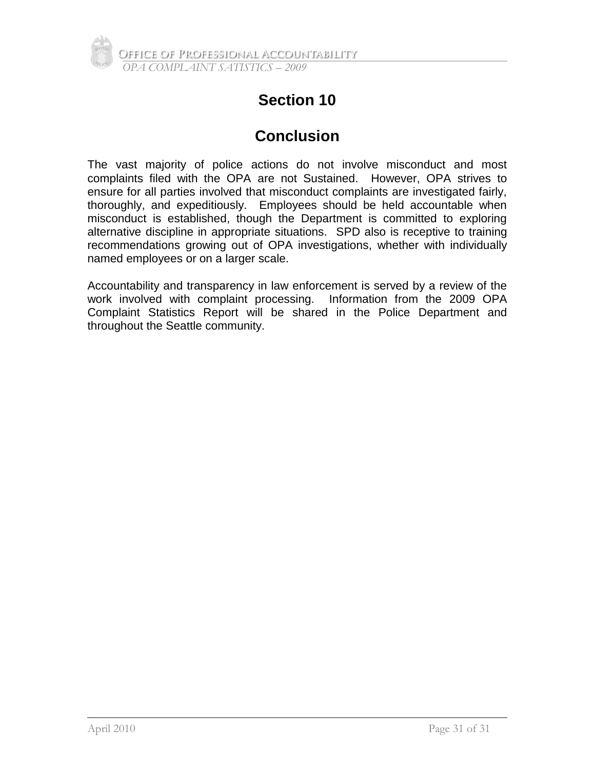# Section 10

# Conclusion

The vast majority of police actions do not involve misconduct and most complaints filed with the OPA are not Sustained. However, OPA strives to ensure for all parties involved that misconduct complaints are investigated fairly, thoroughly, and expeditiously. Employees should be held accountable when misconduct is established, though the Department is committed to exploring alternative discipline in appropriate situations. SPD also is receptive to training recommendations growing out of OPA investigations, whether with individually named employees or on a larger scale.

Accountability and transparency in law enforcement is served by a review of the work involved with complaint processing. Information from the 2009 OPA Complaint Statistics Report will be shared in the Police Department and throughout the Seattle community.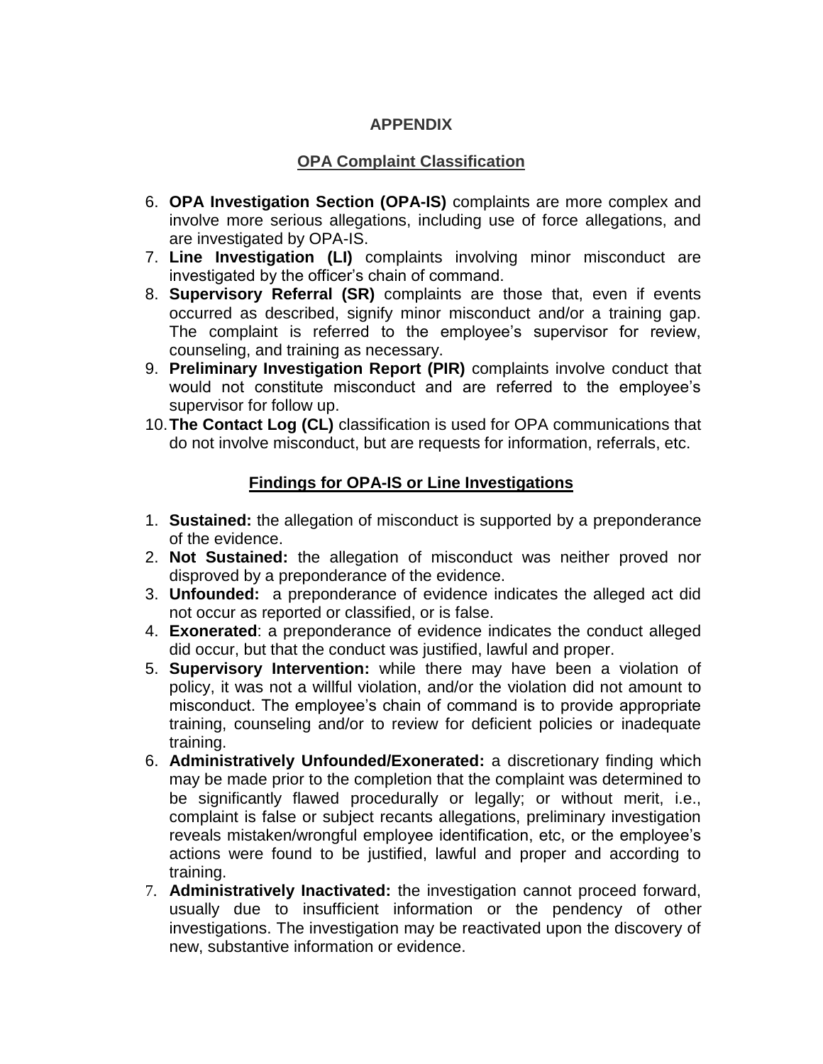## APPENDIX

### OPA Complaint Classification

6. **OPA Investigation Section (OPA-IS)** complaints are more complex and involve more serious allegations, including use of force allegations, and are investigated by OPA-IS.
7. **Line Investigation (LI)** complaints involving minor misconduct are investigated by the officer's chain of command.
8. **Supervisory Referral (SR)** complaints are those that, even if events occurred as described, signify minor misconduct and/or a training gap. The complaint is referred to the employee's supervisor for review, counseling, and training as necessary.
9. **Preliminary Investigation Report (PIR)** complaints involve conduct that would not constitute misconduct and are referred to the employee's supervisor for follow up.
10. **The Contact Log (CL)** classification is used for OPA communications that do not involve misconduct, but are requests for information, referrals, etc.

### Findings for OPA-IS or Line Investigations

1. **Sustained:** the allegation of misconduct is supported by a preponderance of the evidence.
2. **Not Sustained:** the allegation of misconduct was neither proved nor disproved by a preponderance of the evidence.
3. **Unfounded:** a preponderance of evidence indicates the alleged act did not occur as reported or classified, or is false.
4. **Exonerated**: a preponderance of evidence indicates the conduct alleged did occur, but that the conduct was justified, lawful and proper.
5. **Supervisory Intervention:** while there may have been a violation of policy, it was not a willful violation, and/or the violation did not amount to misconduct. The employee's chain of command is to provide appropriate training, counseling and/or to review for deficient policies or inadequate training.
6. **Administratively Unfounded/Exonerated:** a discretionary finding which may be made prior to the completion that the complaint was determined to be significantly flawed procedurally or legally; or without merit, i.e., complaint is false or subject recants allegations, preliminary investigation reveals mistaken/wrongful employee identification, etc, or the employee's actions were found to be justified, lawful and proper and according to training.
7. **Administratively Inactivated:** the investigation cannot proceed forward, usually due to insufficient information or the pendency of other investigations. The investigation may be reactivated upon the discovery of new, substantive information or evidence.